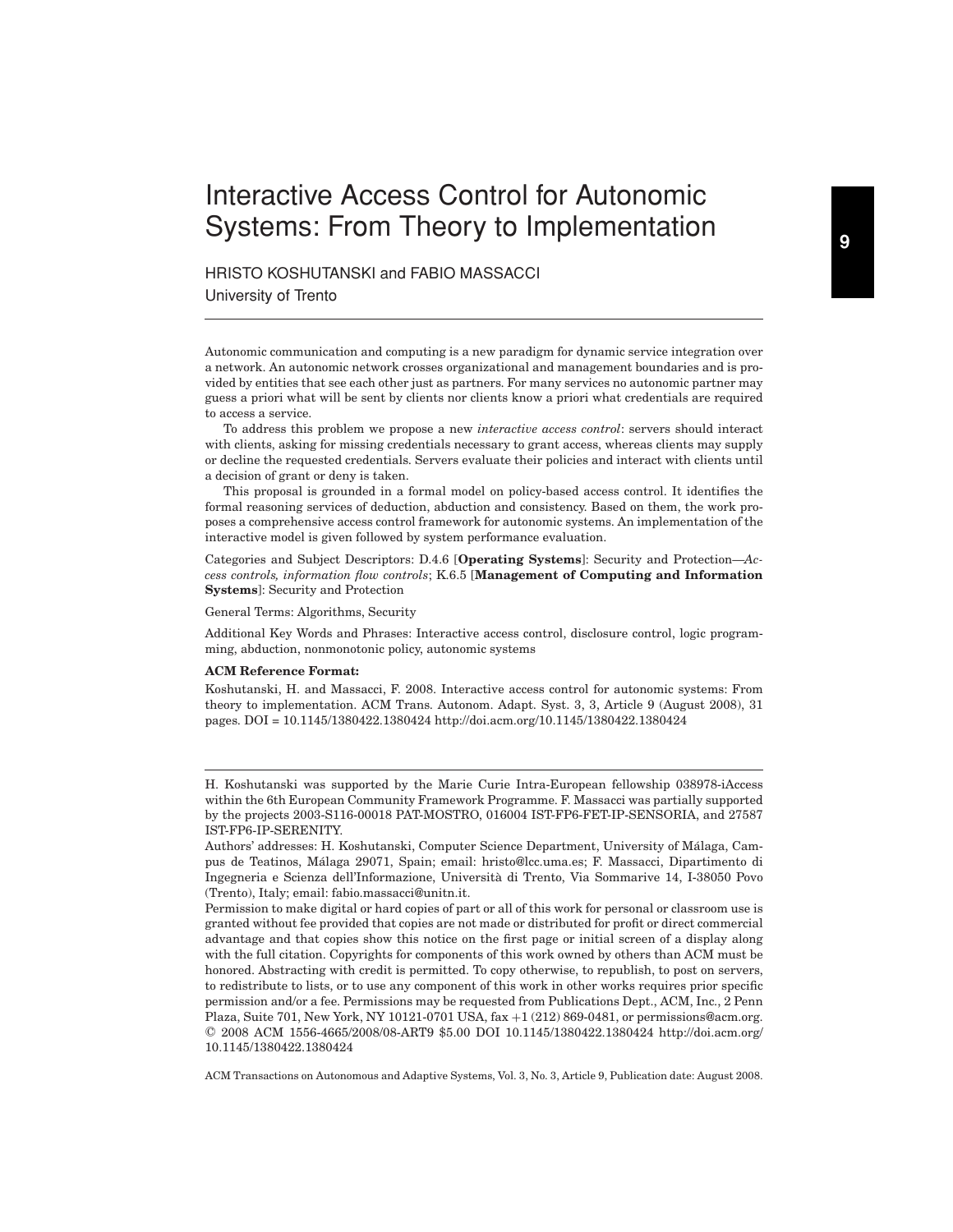# Interactive Access Control for Autonomic Systems: From Theory to Implementation

HRISTO KOSHUTANSKI and FABIO MASSACCI

University of Trento

Autonomic communication and computing is a new paradigm for dynamic service integration over a network. An autonomic network crosses organizational and management boundaries and is provided by entities that see each other just as partners. For many services no autonomic partner may guess a priori what will be sent by clients nor clients know a priori what credentials are required to access a service.

To address this problem we propose a new *interactive access control*: servers should interact with clients, asking for missing credentials necessary to grant access, whereas clients may supply or decline the requested credentials. Servers evaluate their policies and interact with clients until a decision of grant or deny is taken.

This proposal is grounded in a formal model on policy-based access control. It identifies the formal reasoning services of deduction, abduction and consistency. Based on them, the work proposes a comprehensive access control framework for autonomic systems. An implementation of the interactive model is given followed by system performance evaluation.

Categories and Subject Descriptors: D.4.6 [**Operating Systems**]: Security and Protection—*Access controls, information flow controls*; K.6.5 [**Management of Computing and Information Systems**]: Security and Protection

General Terms: Algorithms, Security

Additional Key Words and Phrases: Interactive access control, disclosure control, logic programming, abduction, nonmonotonic policy, autonomic systems

**ACM Reference Format:**

Koshutanski, H. and Massacci, F. 2008. Interactive access control for autonomic systems: From theory to implementation. ACM Trans. Autonom. Adapt. Syst. 3, 3, Article 9 (August 2008), 31 pages. DOI = 10.1145/1380422.1380424 http://doi.acm.org/10.1145/1380422.1380424

---

H. Koshutanski was supported by the Marie Curie Intra-European fellowship 038978-iAccess within the 6th European Community Framework Programme. F. Massacci was partially supported by the projects 2003-S116-00018 PAT-MOSTRO, 016004 IST-FP6-FET-IP-SENSORIA, and 27587 IST-FP6-IP-SERENITY.

Authors' addresses: H. Koshutanski, Computer Science Department, University of Málaga, Campus de Teatinos, Málaga 29071, Spain; email: hristo@lcc.uma.es; F. Massacci, Dipartimento di Ingegneria e Scienza dell'Informazione, Università di Trento, Via Sommarive 14, I-38050 Povo (Trento), Italy; email: fabio.massacci@unitn.it.

Permission to make digital or hard copies of part or all of this work for personal or classroom use is granted without fee provided that copies are not made or distributed for profit or direct commercial advantage and that copies show this notice on the first page or initial screen of a display along with the full citation. Copyrights for components of this work owned by others than ACM must be honored. Abstracting with credit is permitted. To copy otherwise, to republish, to post on servers, to redistribute to lists, or to use any component of this work in other works requires prior specific permission and/or a fee. Permissions may be requested from Publications Dept., ACM, Inc., 2 Penn Plaza, Suite 701, New York, NY 10121-0701 USA, fax +1 (212) 869-0481, or permissions@acm.org.
© 2008 ACM 1556-4665/2008/08-ART9 $5.00 DOI 10.1145/1380422.1380424 http://doi.acm.org/10.1145/1380422.1380424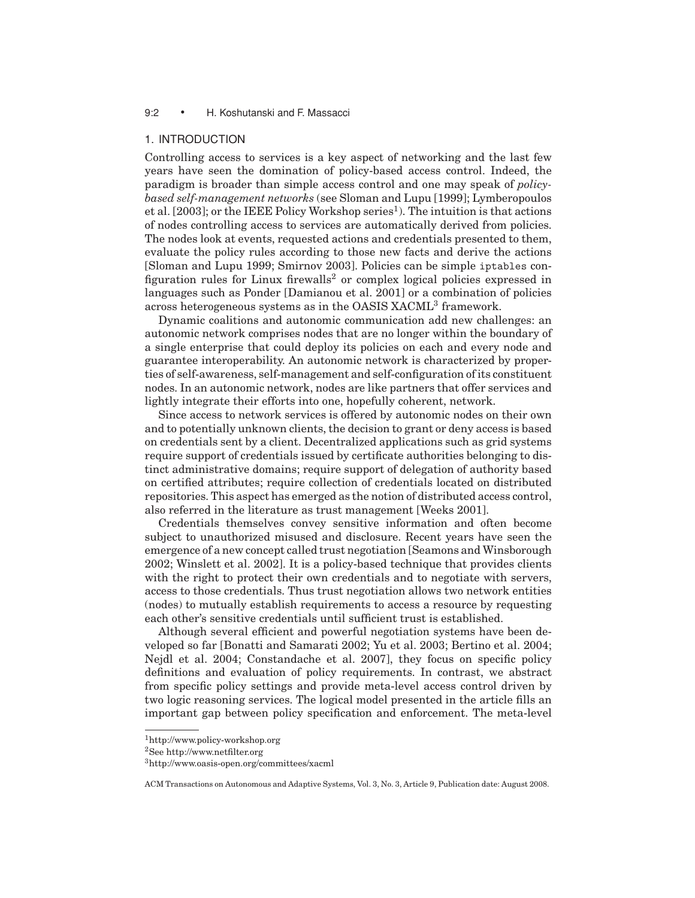## 1. INTRODUCTION

Controlling access to services is a key aspect of networking and the last few years have seen the domination of policy-based access control. Indeed, the paradigm is broader than simple access control and one may speak of *policy-based self-management networks* (see Sloman and Lupu [1999]; Lymberopoulos et al. [2003]; or the IEEE Policy Workshop series[1]). The intuition is that actions of nodes controlling access to services are automatically derived from policies. The nodes look at events, requested actions and credentials presented to them, evaluate the policy rules according to those new facts and derive the actions [Sloman and Lupu 1999; Smirnov 2003]. Policies can be simple `iptables` configuration rules for Linux firewalls[2] or complex logical policies expressed in languages such as Ponder [Damianou et al. 2001] or a combination of policies across heterogeneous systems as in the OASIS XACML[3] framework.

Dynamic coalitions and autonomic communication add new challenges: an autonomic network comprises nodes that are no longer within the boundary of a single enterprise that could deploy its policies on each and every node and guarantee interoperability. An autonomic network is characterized by properties of self-awareness, self-management and self-configuration of its constituent nodes. In an autonomic network, nodes are like partners that offer services and lightly integrate their efforts into one, hopefully coherent, network.

Since access to network services is offered by autonomic nodes on their own and to potentially unknown clients, the decision to grant or deny access is based on credentials sent by a client. Decentralized applications such as grid systems require support of credentials issued by certificate authorities belonging to distinct administrative domains; require support of delegation of authority based on certified attributes; require collection of credentials located on distributed repositories. This aspect has emerged as the notion of distributed access control, also referred in the literature as trust management [Weeks 2001].

Credentials themselves convey sensitive information and often become subject to unauthorized misused and disclosure. Recent years have seen the emergence of a new concept called trust negotiation [Seamons and Winsborough 2002; Winslett et al. 2002]. It is a policy-based technique that provides clients with the right to protect their own credentials and to negotiate with servers, access to those credentials. Thus trust negotiation allows two network entities (nodes) to mutually establish requirements to access a resource by requesting each other's sensitive credentials until sufficient trust is established.

Although several efficient and powerful negotiation systems have been developed so far [Bonatti and Samarati 2002; Yu et al. 2003; Bertino et al. 2004; Nejdl et al. 2004; Constandache et al. 2007], they focus on specific policy definitions and evaluation of policy requirements. In contrast, we abstract from specific policy settings and provide meta-level access control driven by two logic reasoning services. The logical model presented in the article fills an important gap between policy specification and enforcement. The meta-level

[1] http://www.policy-workshop.org

[2] See http://www.netfilter.org

[3] http://www.oasis-open.org/committees/xacml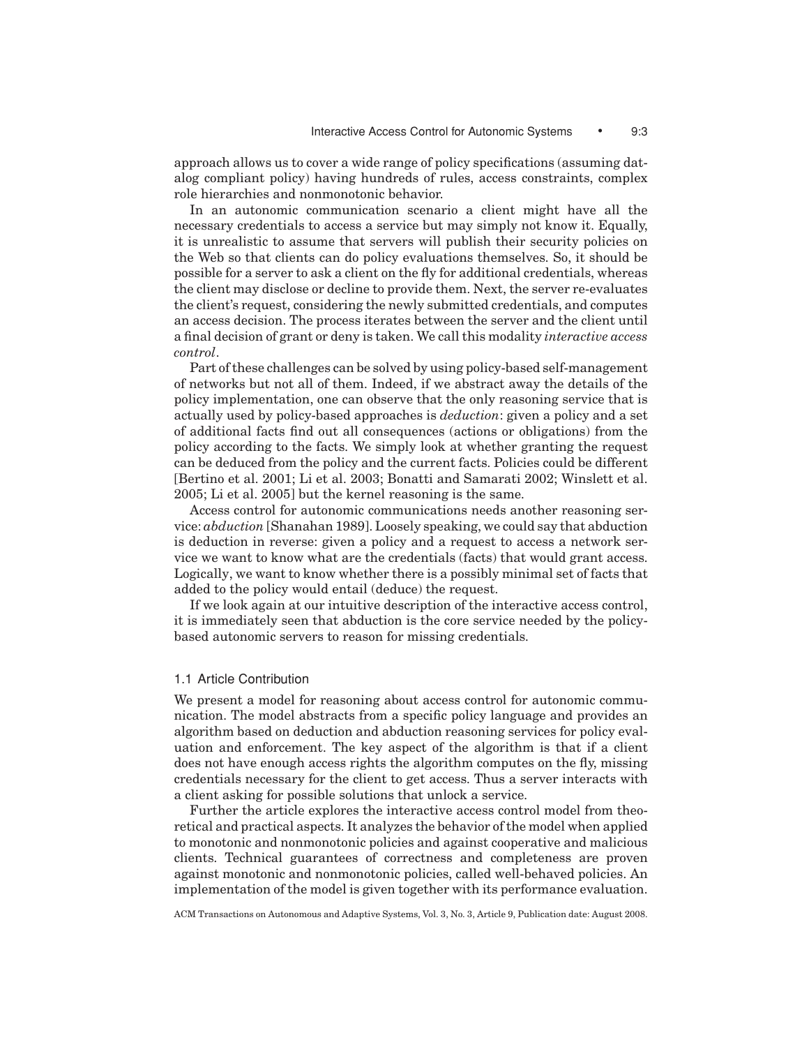approach allows us to cover a wide range of policy specifications (assuming datalog compliant policy) having hundreds of rules, access constraints, complex role hierarchies and nonmonotonic behavior.

In an autonomic communication scenario a client might have all the necessary credentials to access a service but may simply not know it. Equally, it is unrealistic to assume that servers will publish their security policies on the Web so that clients can do policy evaluations themselves. So, it should be possible for a server to ask a client on the fly for additional credentials, whereas the client may disclose or decline to provide them. Next, the server re-evaluates the client's request, considering the newly submitted credentials, and computes an access decision. The process iterates between the server and the client until a final decision of grant or deny is taken. We call this modality *interactive access control*.

Part of these challenges can be solved by using policy-based self-management of networks but not all of them. Indeed, if we abstract away the details of the policy implementation, one can observe that the only reasoning service that is actually used by policy-based approaches is *deduction*: given a policy and a set of additional facts find out all consequences (actions or obligations) from the policy according to the facts. We simply look at whether granting the request can be deduced from the policy and the current facts. Policies could be different [Bertino et al. 2001; Li et al. 2003; Bonatti and Samarati 2002; Winslett et al. 2005; Li et al. 2005] but the kernel reasoning is the same.

Access control for autonomic communications needs another reasoning service: *abduction* [Shanahan 1989]. Loosely speaking, we could say that abduction is deduction in reverse: given a policy and a request to access a network service we want to know what are the credentials (facts) that would grant access. Logically, we want to know whether there is a possibly minimal set of facts that added to the policy would entail (deduce) the request.

If we look again at our intuitive description of the interactive access control, it is immediately seen that abduction is the core service needed by the policy-based autonomic servers to reason for missing credentials.

### 1.1 Article Contribution

We present a model for reasoning about access control for autonomic communication. The model abstracts from a specific policy language and provides an algorithm based on deduction and abduction reasoning services for policy evaluation and enforcement. The key aspect of the algorithm is that if a client does not have enough access rights the algorithm computes on the fly, missing credentials necessary for the client to get access. Thus a server interacts with a client asking for possible solutions that unlock a service.

Further the article explores the interactive access control model from theoretical and practical aspects. It analyzes the behavior of the model when applied to monotonic and nonmonotonic policies and against cooperative and malicious clients. Technical guarantees of correctness and completeness are proven against monotonic and nonmonotonic policies, called well-behaved policies. An implementation of the model is given together with its performance evaluation.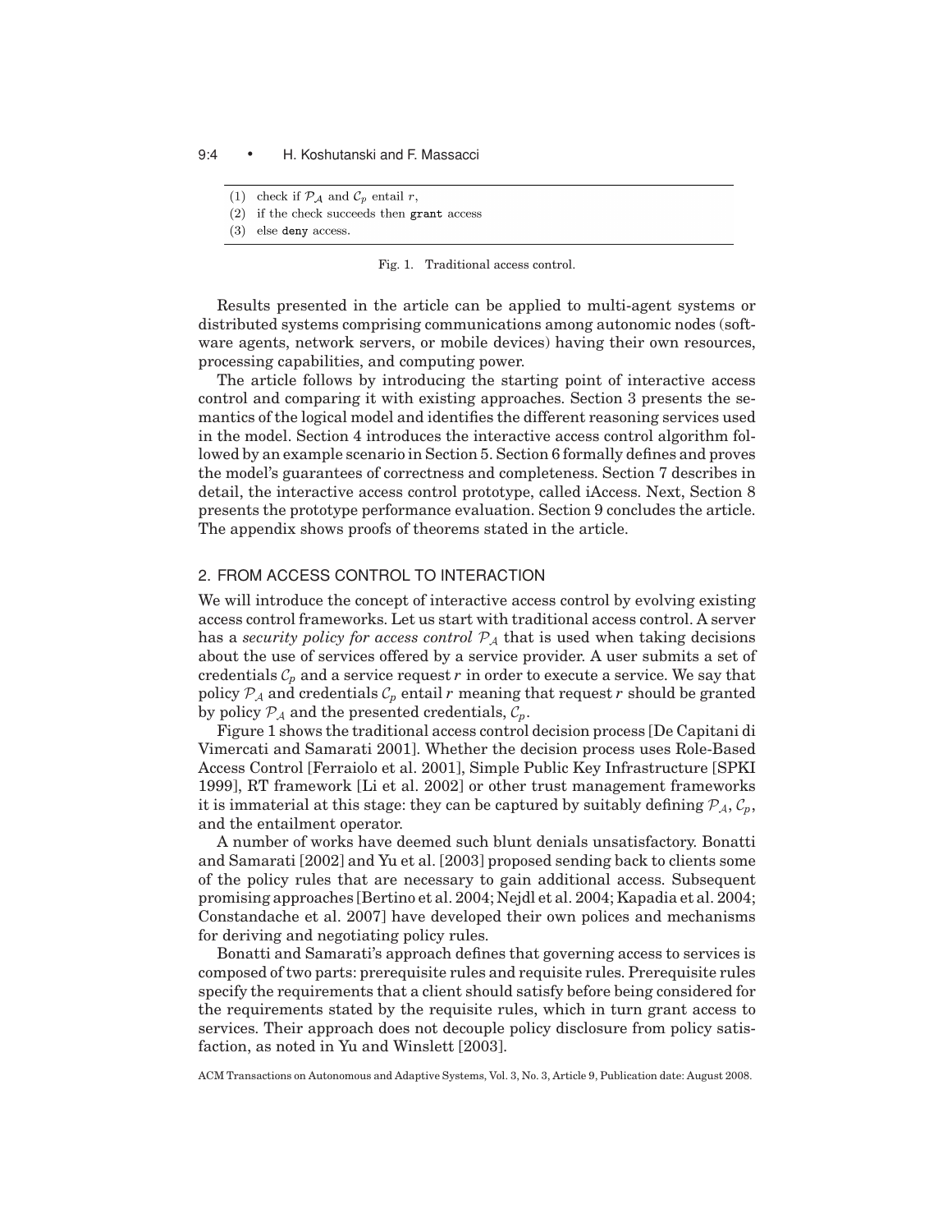(1) check if $\mathcal{P}_\mathcal{A}$ and $\mathcal{C}_p$ entail $r$,
(2) if the check succeeds then `grant` access
(3) else `deny` access.

Fig. 1. Traditional access control.

Results presented in the article can be applied to multi-agent systems or distributed systems comprising communications among autonomic nodes (software agents, network servers, or mobile devices) having their own resources, processing capabilities, and computing power.

The article follows by introducing the starting point of interactive access control and comparing it with existing approaches. Section 3 presents the semantics of the logical model and identifies the different reasoning services used in the model. Section 4 introduces the interactive access control algorithm followed by an example scenario in Section 5. Section 6 formally defines and proves the model's guarantees of correctness and completeness. Section 7 describes in detail, the interactive access control prototype, called iAccess. Next, Section 8 presents the prototype performance evaluation. Section 9 concludes the article. The appendix shows proofs of theorems stated in the article.

## 2. FROM ACCESS CONTROL TO INTERACTION

We will introduce the concept of interactive access control by evolving existing access control frameworks. Let us start with traditional access control. A server has a *security policy for access control* $\mathcal{P}_\mathcal{A}$ that is used when taking decisions about the use of services offered by a service provider. A user submits a set of credentials $\mathcal{C}_p$ and a service request $r$ in order to execute a service. We say that policy $\mathcal{P}_\mathcal{A}$ and credentials $\mathcal{C}_p$ entail $r$ meaning that request $r$ should be granted by policy $\mathcal{P}_\mathcal{A}$ and the presented credentials, $\mathcal{C}_p$.

Figure 1 shows the traditional access control decision process [De Capitani di Vimercati and Samarati 2001]. Whether the decision process uses Role-Based Access Control [Ferraiolo et al. 2001], Simple Public Key Infrastructure [SPKI 1999], RT framework [Li et al. 2002] or other trust management frameworks it is immaterial at this stage: they can be captured by suitably defining $\mathcal{P}_\mathcal{A}$, $\mathcal{C}_p$, and the entailment operator.

A number of works have deemed such blunt denials unsatisfactory. Bonatti and Samarati [2002] and Yu et al. [2003] proposed sending back to clients some of the policy rules that are necessary to gain additional access. Subsequent promising approaches [Bertino et al. 2004; Nejdl et al. 2004; Kapadia et al. 2004; Constandache et al. 2007] have developed their own polices and mechanisms for deriving and negotiating policy rules.

Bonatti and Samarati's approach defines that governing access to services is composed of two parts: prerequisite rules and requisite rules. Prerequisite rules specify the requirements that a client should satisfy before being considered for the requirements stated by the requisite rules, which in turn grant access to services. Their approach does not decouple policy disclosure from policy satisfaction, as noted in Yu and Winslett [2003].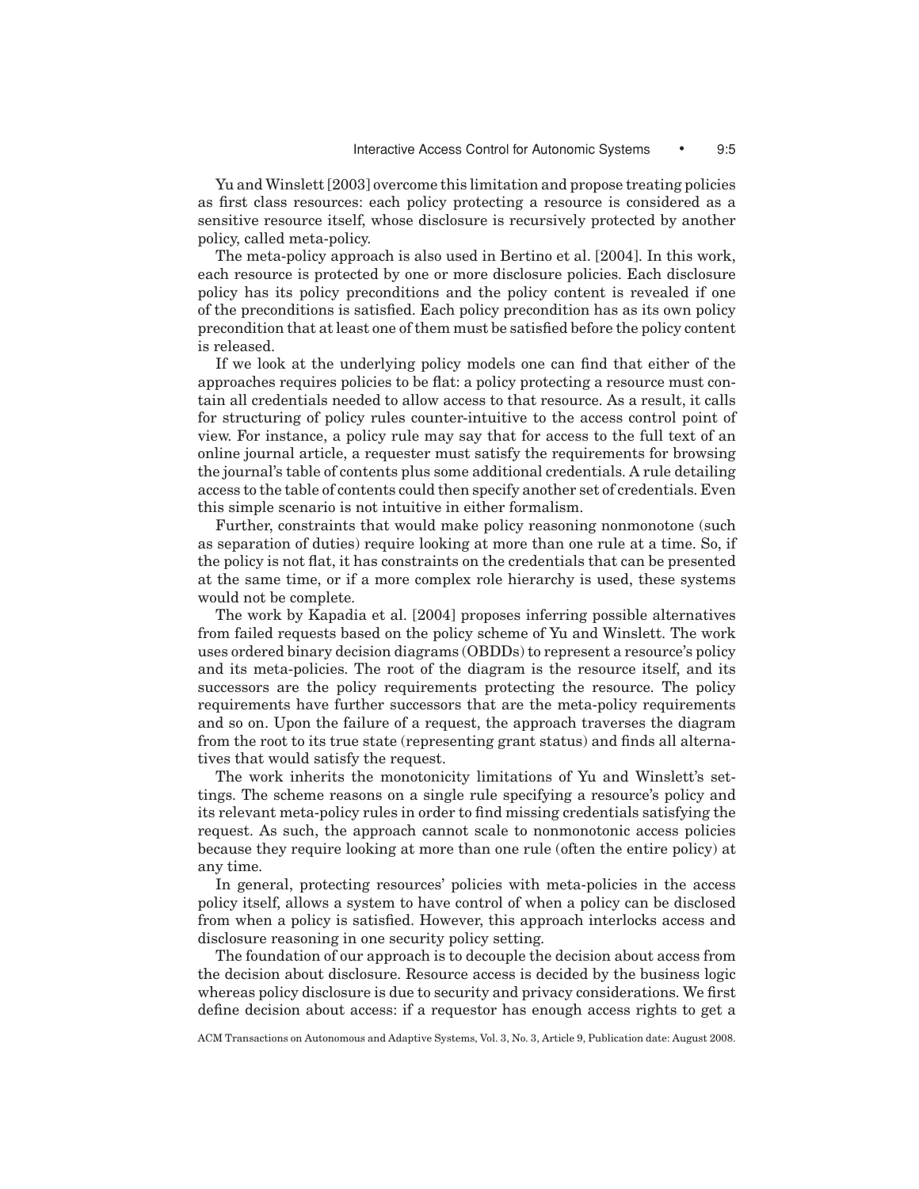Yu and Winslett [2003] overcome this limitation and propose treating policies as first class resources: each policy protecting a resource is considered as a sensitive resource itself, whose disclosure is recursively protected by another policy, called meta-policy.

The meta-policy approach is also used in Bertino et al. [2004]. In this work, each resource is protected by one or more disclosure policies. Each disclosure policy has its policy preconditions and the policy content is revealed if one of the preconditions is satisfied. Each policy precondition has as its own policy precondition that at least one of them must be satisfied before the policy content is released.

If we look at the underlying policy models one can find that either of the approaches requires policies to be flat: a policy protecting a resource must contain all credentials needed to allow access to that resource. As a result, it calls for structuring of policy rules counter-intuitive to the access control point of view. For instance, a policy rule may say that for access to the full text of an online journal article, a requester must satisfy the requirements for browsing the journal's table of contents plus some additional credentials. A rule detailing access to the table of contents could then specify another set of credentials. Even this simple scenario is not intuitive in either formalism.

Further, constraints that would make policy reasoning nonmonotone (such as separation of duties) require looking at more than one rule at a time. So, if the policy is not flat, it has constraints on the credentials that can be presented at the same time, or if a more complex role hierarchy is used, these systems would not be complete.

The work by Kapadia et al. [2004] proposes inferring possible alternatives from failed requests based on the policy scheme of Yu and Winslett. The work uses ordered binary decision diagrams (OBDDs) to represent a resource's policy and its meta-policies. The root of the diagram is the resource itself, and its successors are the policy requirements protecting the resource. The policy requirements have further successors that are the meta-policy requirements and so on. Upon the failure of a request, the approach traverses the diagram from the root to its true state (representing grant status) and finds all alternatives that would satisfy the request.

The work inherits the monotonicity limitations of Yu and Winslett's settings. The scheme reasons on a single rule specifying a resource's policy and its relevant meta-policy rules in order to find missing credentials satisfying the request. As such, the approach cannot scale to nonmonotonic access policies because they require looking at more than one rule (often the entire policy) at any time.

In general, protecting resources' policies with meta-policies in the access policy itself, allows a system to have control of when a policy can be disclosed from when a policy is satisfied. However, this approach interlocks access and disclosure reasoning in one security policy setting.

The foundation of our approach is to decouple the decision about access from the decision about disclosure. Resource access is decided by the business logic whereas policy disclosure is due to security and privacy considerations. We first define decision about access: if a requestor has enough access rights to get a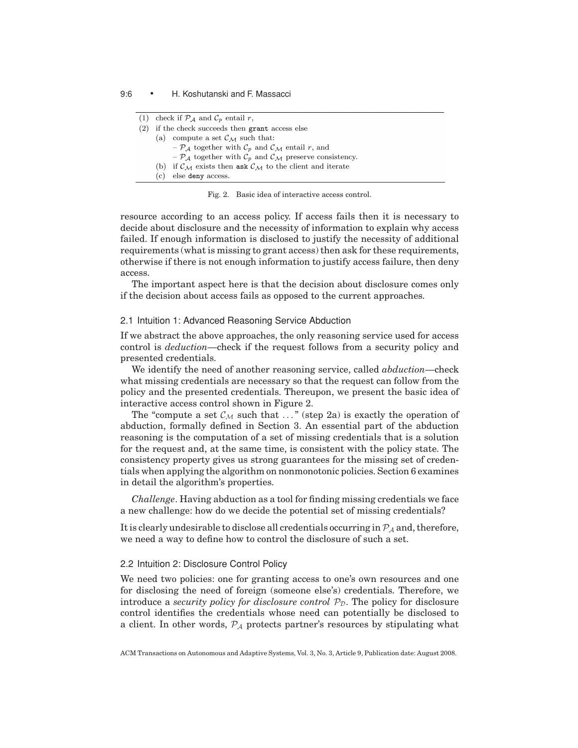(1) check if $\mathcal{P}_{\mathcal{A}}$ and $\mathcal{C}_p$ entail $r$,
(2) if the check succeeds then **grant** access else
  (a) compute a set $\mathcal{C}_{\mathcal{M}}$ such that:
    – $\mathcal{P}_{\mathcal{A}}$ together with $\mathcal{C}_p$ and $\mathcal{C}_{\mathcal{M}}$ entail $r$, and
    – $\mathcal{P}_{\mathcal{A}}$ together with $\mathcal{C}_p$ and $\mathcal{C}_{\mathcal{M}}$ preserve consistency.
  (b) if $\mathcal{C}_{\mathcal{M}}$ exists then **ask** $\mathcal{C}_{\mathcal{M}}$ to the client and iterate
  (c) else **deny** access.

Fig. 2. Basic idea of interactive access control.

resource according to an access policy. If access fails then it is necessary to decide about disclosure and the necessity of information to explain why access failed. If enough information is disclosed to justify the necessity of additional requirements (what is missing to grant access) then ask for these requirements, otherwise if there is not enough information to justify access failure, then deny access.

The important aspect here is that the decision about disclosure comes only if the decision about access fails as opposed to the current approaches.

### 2.1 Intuition 1: Advanced Reasoning Service Abduction

If we abstract the above approaches, the only reasoning service used for access control is *deduction*—check if the request follows from a security policy and presented credentials.

We identify the need of another reasoning service, called *abduction*—check what missing credentials are necessary so that the request can follow from the policy and the presented credentials. Thereupon, we present the basic idea of interactive access control shown in Figure 2.

The "compute a set $\mathcal{C}_{\mathcal{M}}$ such that ..." (step 2a) is exactly the operation of abduction, formally defined in Section 3. An essential part of the abduction reasoning is the computation of a set of missing credentials that is a solution for the request and, at the same time, is consistent with the policy state. The consistency property gives us strong guarantees for the missing set of credentials when applying the algorithm on nonmonotonic policies. Section 6 examines in detail the algorithm's properties.

*Challenge*. Having abduction as a tool for finding missing credentials we face a new challenge: how do we decide the potential set of missing credentials?

It is clearly undesirable to disclose all credentials occurring in $\mathcal{P}_{\mathcal{A}}$ and, therefore, we need a way to define how to control the disclosure of such a set.

### 2.2 Intuition 2: Disclosure Control Policy

We need two policies: one for granting access to one's own resources and one for disclosing the need of foreign (someone else's) credentials. Therefore, we introduce a *security policy for disclosure control* $\mathcal{P}_{\mathcal{D}}$. The policy for disclosure control identifies the credentials whose need can potentially be disclosed to a client. In other words, $\mathcal{P}_{\mathcal{A}}$ protects partner's resources by stipulating what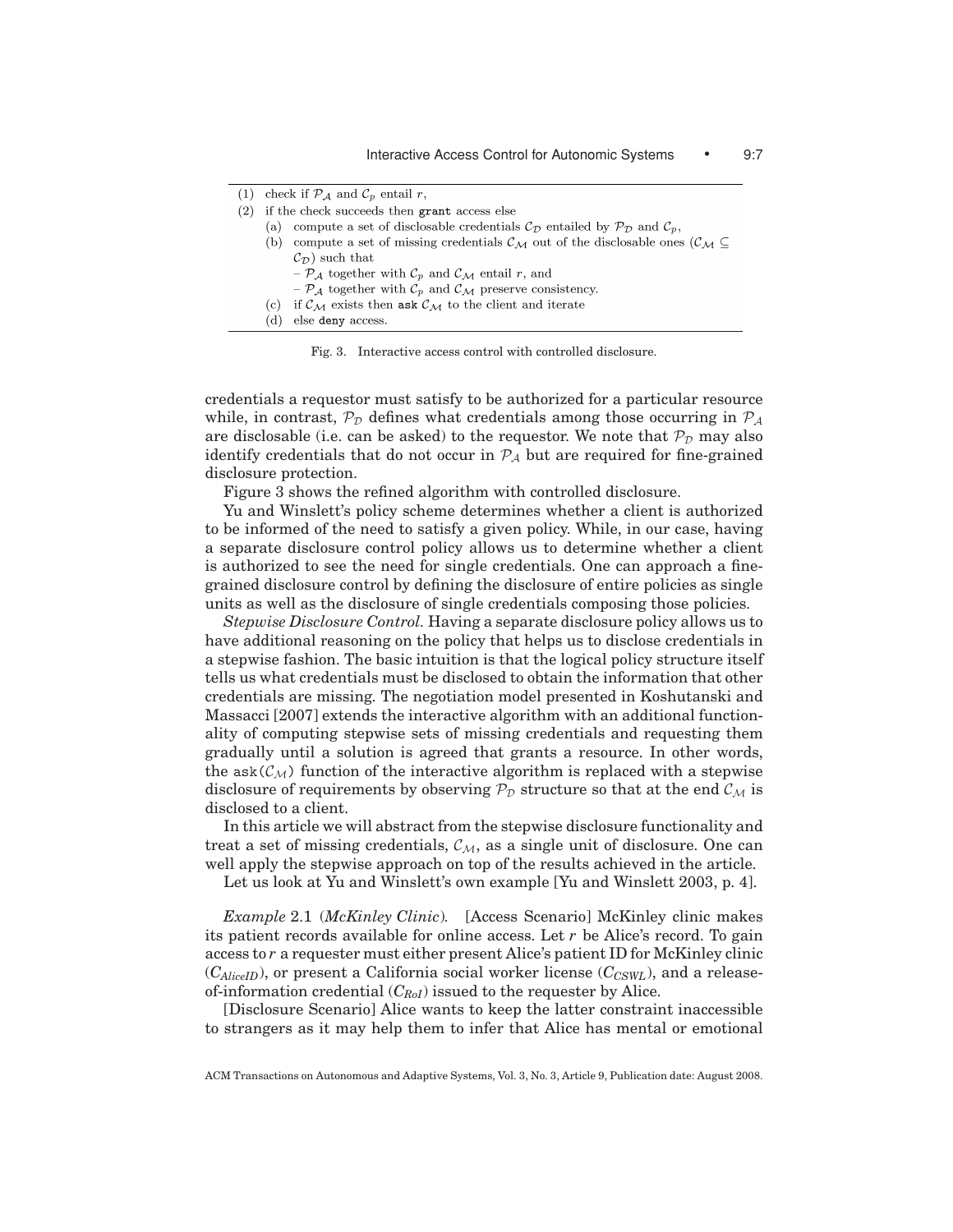(1) check if $\mathcal{P}_\mathcal{A}$ and $\mathcal{C}_p$ entail $r$,
(2) if the check succeeds then `grant` access else
  (a) compute a set of disclosable credentials $\mathcal{C}_\mathcal{D}$ entailed by $\mathcal{P}_\mathcal{D}$ and $\mathcal{C}_p$,
  (b) compute a set of missing credentials $\mathcal{C}_\mathcal{M}$ out of the disclosable ones ($\mathcal{C}_\mathcal{M} \subseteq \mathcal{C}_\mathcal{D}$) such that
    – $\mathcal{P}_\mathcal{A}$ together with $\mathcal{C}_p$ and $\mathcal{C}_\mathcal{M}$ entail $r$, and
    – $\mathcal{P}_\mathcal{A}$ together with $\mathcal{C}_p$ and $\mathcal{C}_\mathcal{M}$ preserve consistency.
  (c) if $\mathcal{C}_\mathcal{M}$ exists then `ask` $\mathcal{C}_\mathcal{M}$ to the client and iterate
  (d) else `deny` access.

Fig. 3. Interactive access control with controlled disclosure.

credentials a requestor must satisfy to be authorized for a particular resource while, in contrast, $\mathcal{P}_\mathcal{D}$ defines what credentials among those occurring in $\mathcal{P}_\mathcal{A}$ are disclosable (i.e. can be asked) to the requestor. We note that $\mathcal{P}_\mathcal{D}$ may also identify credentials that do not occur in $\mathcal{P}_\mathcal{A}$ but are required for fine-grained disclosure protection.

Figure 3 shows the refined algorithm with controlled disclosure.

Yu and Winslett's policy scheme determines whether a client is authorized to be informed of the need to satisfy a given policy. While, in our case, having a separate disclosure control policy allows us to determine whether a client is authorized to see the need for single credentials. One can approach a fine-grained disclosure control by defining the disclosure of entire policies as single units as well as the disclosure of single credentials composing those policies.

*Stepwise Disclosure Control*. Having a separate disclosure policy allows us to have additional reasoning on the policy that helps us to disclose credentials in a stepwise fashion. The basic intuition is that the logical policy structure itself tells us what credentials must be disclosed to obtain the information that other credentials are missing. The negotiation model presented in Koshutanski and Massacci [2007] extends the interactive algorithm with an additional functionality of computing stepwise sets of missing credentials and requesting them gradually until a solution is agreed that grants a resource. In other words, the $\texttt{ask}(\mathcal{C}_\mathcal{M})$ function of the interactive algorithm is replaced with a stepwise disclosure of requirements by observing $\mathcal{P}_\mathcal{D}$ structure so that at the end $\mathcal{C}_\mathcal{M}$ is disclosed to a client.

In this article we will abstract from the stepwise disclosure functionality and treat a set of missing credentials, $\mathcal{C}_\mathcal{M}$, as a single unit of disclosure. One can well apply the stepwise approach on top of the results achieved in the article.

Let us look at Yu and Winslett's own example [Yu and Winslett 2003, p. 4].

*Example* 2.1 (*McKinley Clinic*). [Access Scenario] McKinley clinic makes its patient records available for online access. Let $r$ be Alice's record. To gain access to $r$ a requester must either present Alice's patient ID for McKinley clinic ($C_{AliceID}$), or present a California social worker license ($C_{CSWL}$), and a release-of-information credential ($C_{RoI}$) issued to the requester by Alice.

[Disclosure Scenario] Alice wants to keep the latter constraint inaccessible to strangers as it may help them to infer that Alice has mental or emotional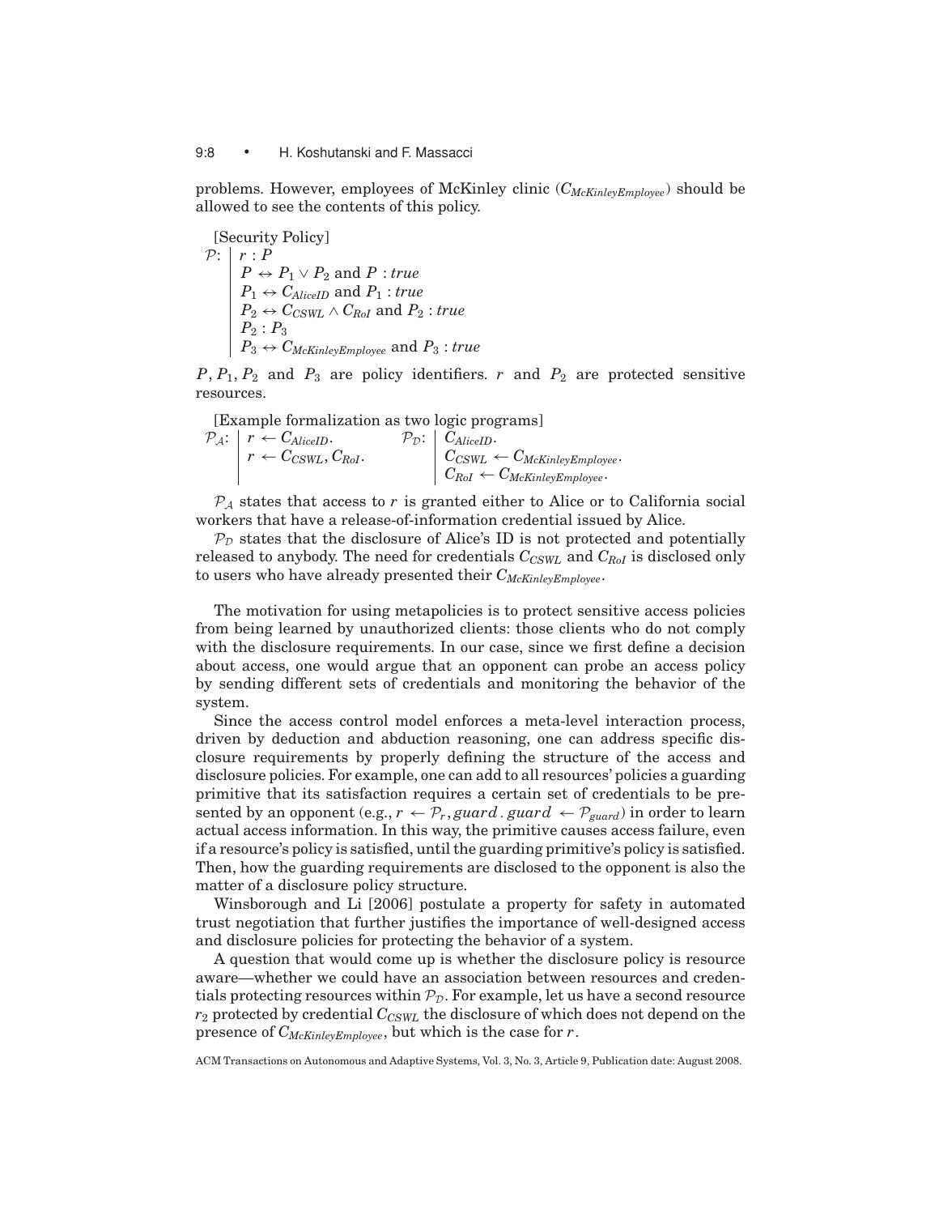problems. However, employees of McKinley clinic ($C_{McKinleyEmployee}$) should be allowed to see the contents of this policy.

[Security Policy]

$$
\mathcal{P}: \left|\begin{array}{l}
r : P \\
P \leftrightarrow P_1 \vee P_2 \text{ and } P : \mathit{true} \\
P_1 \leftrightarrow C_{AliceID} \text{ and } P_1 : \mathit{true} \\
P_2 \leftrightarrow C_{CSWL} \wedge C_{RoI} \text{ and } P_2 : \mathit{true} \\
P_2 : P_3 \\
P_3 \leftrightarrow C_{McKinleyEmployee} \text{ and } P_3 : \mathit{true}
\end{array}\right.
$$

$P, P_1, P_2$ and $P_3$ are policy identifiers. $r$ and $P_2$ are protected sensitive resources.

[Example formalization as two logic programs]

$$
\mathcal{P}_{\mathcal{A}}: \left|\begin{array}{l}
r \leftarrow C_{AliceID}. \\
r \leftarrow C_{CSWL}, C_{RoI}.
\end{array}\right.
\qquad
\mathcal{P}_{\mathcal{D}}: \left|\begin{array}{l}
C_{AliceID}. \\
C_{CSWL} \leftarrow C_{McKinleyEmployee}. \\
C_{RoI} \leftarrow C_{McKinleyEmployee}.
\end{array}\right.
$$

$\mathcal{P}_{\mathcal{A}}$ states that access to $r$ is granted either to Alice or to California social workers that have a release-of-information credential issued by Alice.

$\mathcal{P}_{\mathcal{D}}$ states that the disclosure of Alice's ID is not protected and potentially released to anybody. The need for credentials $C_{CSWL}$ and $C_{RoI}$ is disclosed only to users who have already presented their $C_{McKinleyEmployee}$.

The motivation for using metapolicies is to protect sensitive access policies from being learned by unauthorized clients: those clients who do not comply with the disclosure requirements. In our case, since we first define a decision about access, one would argue that an opponent can probe an access policy by sending different sets of credentials and monitoring the behavior of the system.

Since the access control model enforces a meta-level interaction process, driven by deduction and abduction reasoning, one can address specific disclosure requirements by properly defining the structure of the access and disclosure policies. For example, one can add to all resources' policies a guarding primitive that its satisfaction requires a certain set of credentials to be presented by an opponent (e.g., $r \leftarrow \mathcal{P}_r, guard\,.\; guard \leftarrow \mathcal{P}_{guard}$) in order to learn actual access information. In this way, the primitive causes access failure, even if a resource's policy is satisfied, until the guarding primitive's policy is satisfied. Then, how the guarding requirements are disclosed to the opponent is also the matter of a disclosure policy structure.

Winsborough and Li [2006] postulate a property for safety in automated trust negotiation that further justifies the importance of well-designed access and disclosure policies for protecting the behavior of a system.

A question that would come up is whether the disclosure policy is resource aware—whether we could have an association between resources and credentials protecting resources within $\mathcal{P}_{\mathcal{D}}$. For example, let us have a second resource $r_2$ protected by credential $C_{CSWL}$ the disclosure of which does not depend on the presence of $C_{McKinleyEmployee}$, but which is the case for $r$.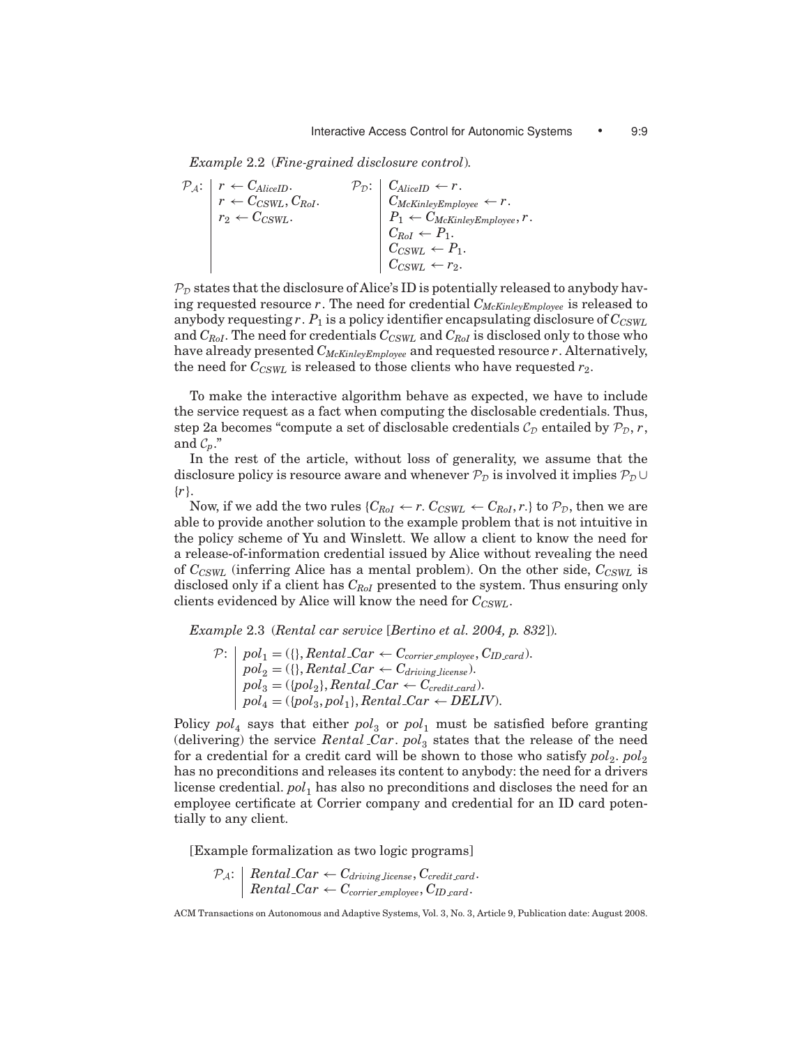*Example* 2.2 (*Fine-grained disclosure control*).

$$
\mathcal{P}_{\mathcal{A}}: \left|\begin{array}{l} r \leftarrow C_{AliceID}. \\ r \leftarrow C_{CSWL}, C_{RoI}. \\ r_2 \leftarrow C_{CSWL}. \end{array}\right. \qquad
\mathcal{P}_{\mathcal{D}}: \left|\begin{array}{l} C_{AliceID} \leftarrow r. \\ C_{McKinleyEmployee} \leftarrow r. \\ P_1 \leftarrow C_{McKinleyEmployee}, r. \\ C_{RoI} \leftarrow P_1. \\ C_{CSWL} \leftarrow P_1. \\ C_{CSWL} \leftarrow r_2. \end{array}\right.
$$

$\mathcal{P}_{\mathcal{D}}$ states that the disclosure of Alice's ID is potentially released to anybody having requested resource $r$. The need for credential $C_{McKinleyEmployee}$ is released to anybody requesting $r$. $P_1$ is a policy identifier encapsulating disclosure of $C_{CSWL}$ and $C_{RoI}$. The need for credentials $C_{CSWL}$ and $C_{RoI}$ is disclosed only to those who have already presented $C_{McKinleyEmployee}$ and requested resource $r$. Alternatively, the need for $C_{CSWL}$ is released to those clients who have requested $r_2$.

To make the interactive algorithm behave as expected, we have to include the service request as a fact when computing the disclosable credentials. Thus, step 2a becomes "compute a set of disclosable credentials $\mathcal{C}_{\mathcal{D}}$ entailed by $\mathcal{P}_{\mathcal{D}}$, $r$, and $\mathcal{C}_p$."

In the rest of the article, without loss of generality, we assume that the disclosure policy is resource aware and whenever $\mathcal{P}_{\mathcal{D}}$ is involved it implies $\mathcal{P}_{\mathcal{D}} \cup \{r\}$.

Now, if we add the two rules $\{C_{RoI} \leftarrow r.\ C_{CSWL} \leftarrow C_{RoI}, r.\}$ to $\mathcal{P}_{\mathcal{D}}$, then we are able to provide another solution to the example problem that is not intuitive in the policy scheme of Yu and Winslett. We allow a client to know the need for a release-of-information credential issued by Alice without revealing the need of $C_{CSWL}$ (inferring Alice has a mental problem). On the other side, $C_{CSWL}$ is disclosed only if a client has $C_{RoI}$ presented to the system. Thus ensuring only clients evidenced by Alice will know the need for $C_{CSWL}$.

*Example* 2.3 (*Rental car service* [*Bertino et al. 2004, p. 832*]).

$$
\mathcal{P}: \left|\begin{array}{l} pol_1 = (\{\}, Rental\_Car \leftarrow C_{corrier\_employee}, C_{ID\_card}). \\ pol_2 = (\{\}, Rental\_Car \leftarrow C_{driving\_license}). \\ pol_3 = (\{pol_2\}, Rental\_Car \leftarrow C_{credit\_card}). \\ pol_4 = (\{pol_3, pol_1\}, Rental\_Car \leftarrow DELIV). \end{array}\right.
$$

Policy $pol_4$ says that either $pol_3$ or $pol_1$ must be satisfied before granting (delivering) the service *Rental_Car*. $pol_3$ states that the release of the need for a credential for a credit card will be shown to those who satisfy $pol_2$. $pol_2$ has no preconditions and releases its content to anybody: the need for a drivers license credential. $pol_1$ has also no preconditions and discloses the need for an employee certificate at Corrier company and credential for an ID card potentially to any client.

[Example formalization as two logic programs]

$$
\mathcal{P}_{\mathcal{A}}: \left|\begin{array}{l} Rental\_Car \leftarrow C_{driving\_license}, C_{credit\_card}. \\ Rental\_Car \leftarrow C_{corrier\_employee}, C_{ID\_card}. \end{array}\right.
$$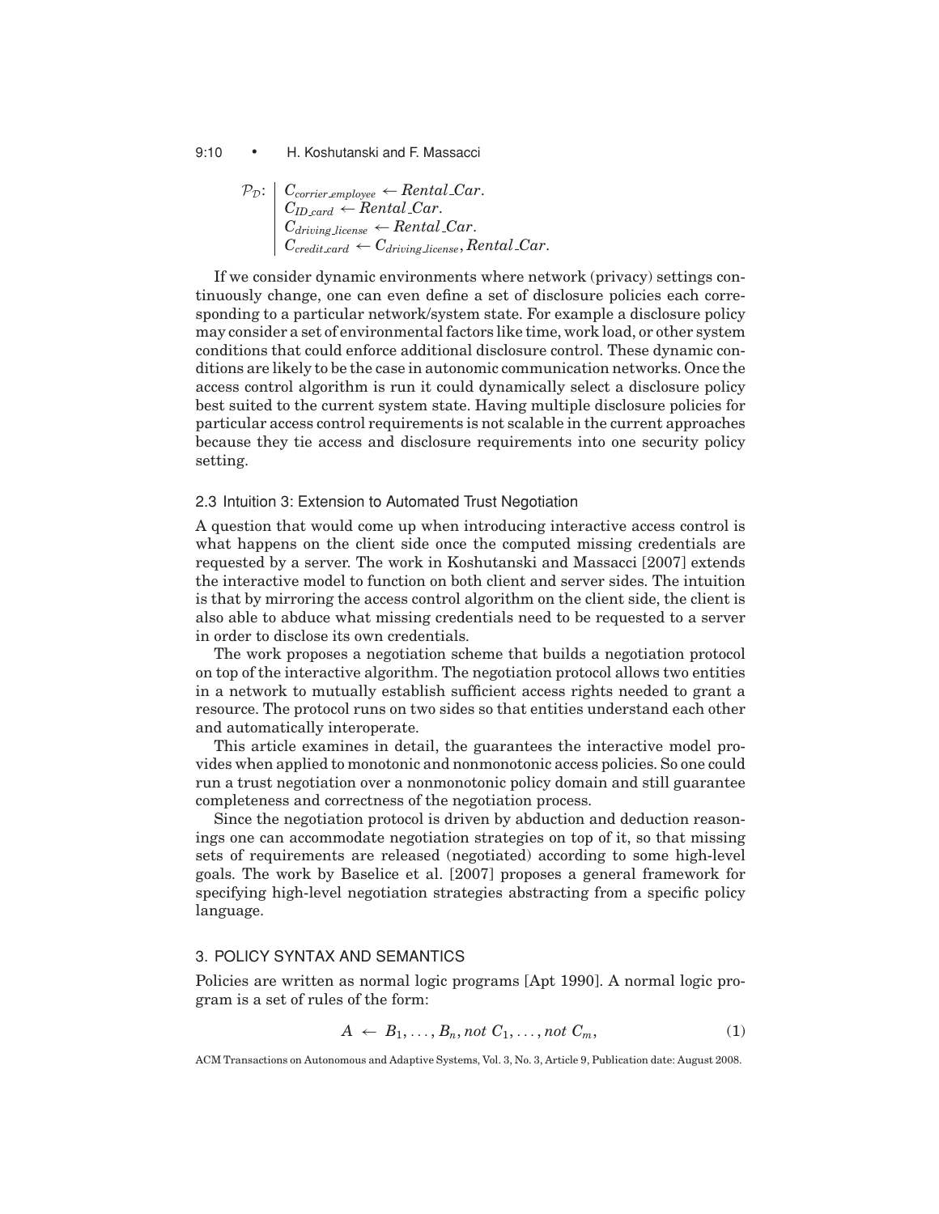$$
\mathcal{P}_{\mathcal{D}}: \left| \begin{array}{l} C_{corrier\_employee} \leftarrow Rental\_Car. \\ C_{ID\_card} \leftarrow Rental\_Car. \\ C_{driving\_license} \leftarrow Rental\_Car. \\ C_{credit\_card} \leftarrow C_{driving\_license}, Rental\_Car. \end{array} \right.
$$

If we consider dynamic environments where network (privacy) settings continuously change, one can even define a set of disclosure policies each corresponding to a particular network/system state. For example a disclosure policy may consider a set of environmental factors like time, work load, or other system conditions that could enforce additional disclosure control. These dynamic conditions are likely to be the case in autonomic communication networks. Once the access control algorithm is run it could dynamically select a disclosure policy best suited to the current system state. Having multiple disclosure policies for particular access control requirements is not scalable in the current approaches because they tie access and disclosure requirements into one security policy setting.

### 2.3 Intuition 3: Extension to Automated Trust Negotiation

A question that would come up when introducing interactive access control is what happens on the client side once the computed missing credentials are requested by a server. The work in Koshutanski and Massacci [2007] extends the interactive model to function on both client and server sides. The intuition is that by mirroring the access control algorithm on the client side, the client is also able to abduce what missing credentials need to be requested to a server in order to disclose its own credentials.

The work proposes a negotiation scheme that builds a negotiation protocol on top of the interactive algorithm. The negotiation protocol allows two entities in a network to mutually establish sufficient access rights needed to grant a resource. The protocol runs on two sides so that entities understand each other and automatically interoperate.

This article examines in detail, the guarantees the interactive model provides when applied to monotonic and nonmonotonic access policies. So one could run a trust negotiation over a nonmonotonic policy domain and still guarantee completeness and correctness of the negotiation process.

Since the negotiation protocol is driven by abduction and deduction reasonings one can accommodate negotiation strategies on top of it, so that missing sets of requirements are released (negotiated) according to some high-level goals. The work by Baselice et al. [2007] proposes a general framework for specifying high-level negotiation strategies abstracting from a specific policy language.

## 3. POLICY SYNTAX AND SEMANTICS

Policies are written as normal logic programs [Apt 1990]. A normal logic program is a set of rules of the form:

$$
A \leftarrow B_1, \ldots, B_n, not\ C_1, \ldots, not\ C_m, \tag{1}
$$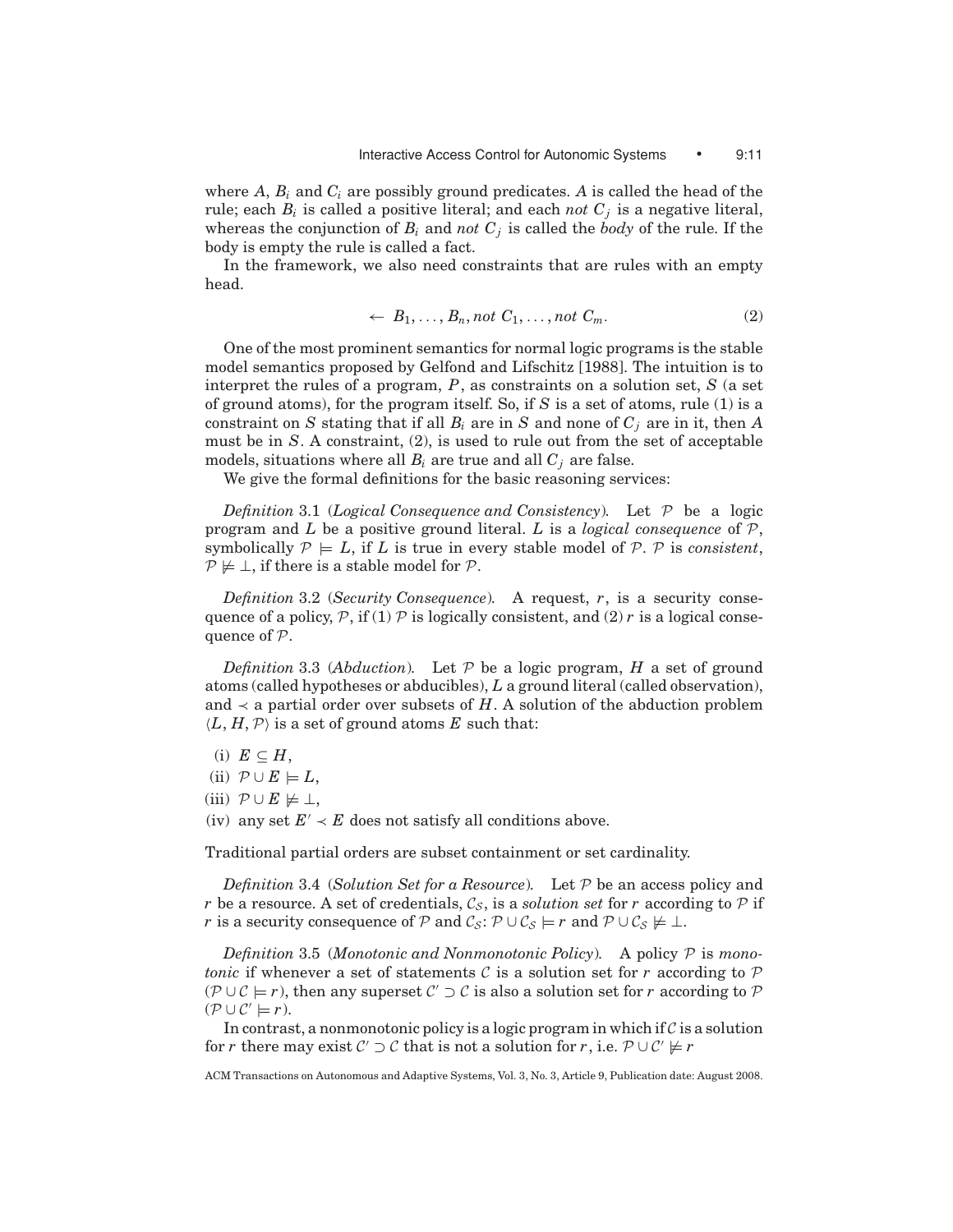where $A$, $B_i$ and $C_i$ are possibly ground predicates. $A$ is called the head of the rule; each $B_i$ is called a positive literal; and each *not* $C_j$ is a negative literal, whereas the conjunction of $B_i$ and *not* $C_j$ is called the *body* of the rule. If the body is empty the rule is called a fact.

In the framework, we also need constraints that are rules with an empty head.

$$\leftarrow B_1, \ldots, B_n, \textit{not } C_1, \ldots, \textit{not } C_m. \tag{2}$$

One of the most prominent semantics for normal logic programs is the stable model semantics proposed by Gelfond and Lifschitz [1988]. The intuition is to interpret the rules of a program, $P$, as constraints on a solution set, $S$ (a set of ground atoms), for the program itself. So, if $S$ is a set of atoms, rule (1) is a constraint on $S$ stating that if all $B_i$ are in $S$ and none of $C_j$ are in it, then $A$ must be in $S$. A constraint, (2), is used to rule out from the set of acceptable models, situations where all $B_i$ are true and all $C_j$ are false.

We give the formal definitions for the basic reasoning services:

*Definition* 3.1 (*Logical Consequence and Consistency*). Let $\mathcal{P}$ be a logic program and $L$ be a positive ground literal. $L$ is a *logical consequence* of $\mathcal{P}$, symbolically $\mathcal{P} \models L$, if $L$ is true in every stable model of $\mathcal{P}$. $\mathcal{P}$ is *consistent*, $\mathcal{P} \not\models \bot$, if there is a stable model for $\mathcal{P}$.

*Definition* 3.2 (*Security Consequence*). A request, $r$, is a security consequence of a policy, $\mathcal{P}$, if (1) $\mathcal{P}$ is logically consistent, and (2) $r$ is a logical consequence of $\mathcal{P}$.

*Definition* 3.3 (*Abduction*). Let $\mathcal{P}$ be a logic program, $H$ a set of ground atoms (called hypotheses or abducibles), $L$ a ground literal (called observation), and $\prec$ a partial order over subsets of $H$. A solution of the abduction problem $\langle L, H, \mathcal{P}\rangle$ is a set of ground atoms $E$ such that:

(i) $E \subseteq H$,
(ii) $\mathcal{P} \cup E \models L$,
(iii) $\mathcal{P} \cup E \not\models \bot$,
(iv) any set $E' \prec E$ does not satisfy all conditions above.

Traditional partial orders are subset containment or set cardinality.

*Definition* 3.4 (*Solution Set for a Resource*). Let $\mathcal{P}$ be an access policy and $r$ be a resource. A set of credentials, $\mathcal{C}_\mathcal{S}$, is a *solution set* for $r$ according to $\mathcal{P}$ if $r$ is a security consequence of $\mathcal{P}$ and $\mathcal{C}_\mathcal{S}$: $\mathcal{P} \cup \mathcal{C}_\mathcal{S} \models r$ and $\mathcal{P} \cup \mathcal{C}_\mathcal{S} \not\models \bot$.

*Definition* 3.5 (*Monotonic and Nonmonotonic Policy*). A policy $\mathcal{P}$ is *monotonic* if whenever a set of statements $\mathcal{C}$ is a solution set for $r$ according to $\mathcal{P}$ ($\mathcal{P} \cup \mathcal{C} \models r$), then any superset $\mathcal{C}' \supset \mathcal{C}$ is also a solution set for $r$ according to $\mathcal{P}$ ($\mathcal{P} \cup \mathcal{C}' \models r$).

In contrast, a nonmonotonic policy is a logic program in which if $\mathcal{C}$ is a solution for $r$ there may exist $\mathcal{C}' \supset \mathcal{C}$ that is not a solution for $r$, i.e. $\mathcal{P} \cup \mathcal{C}' \not\models r$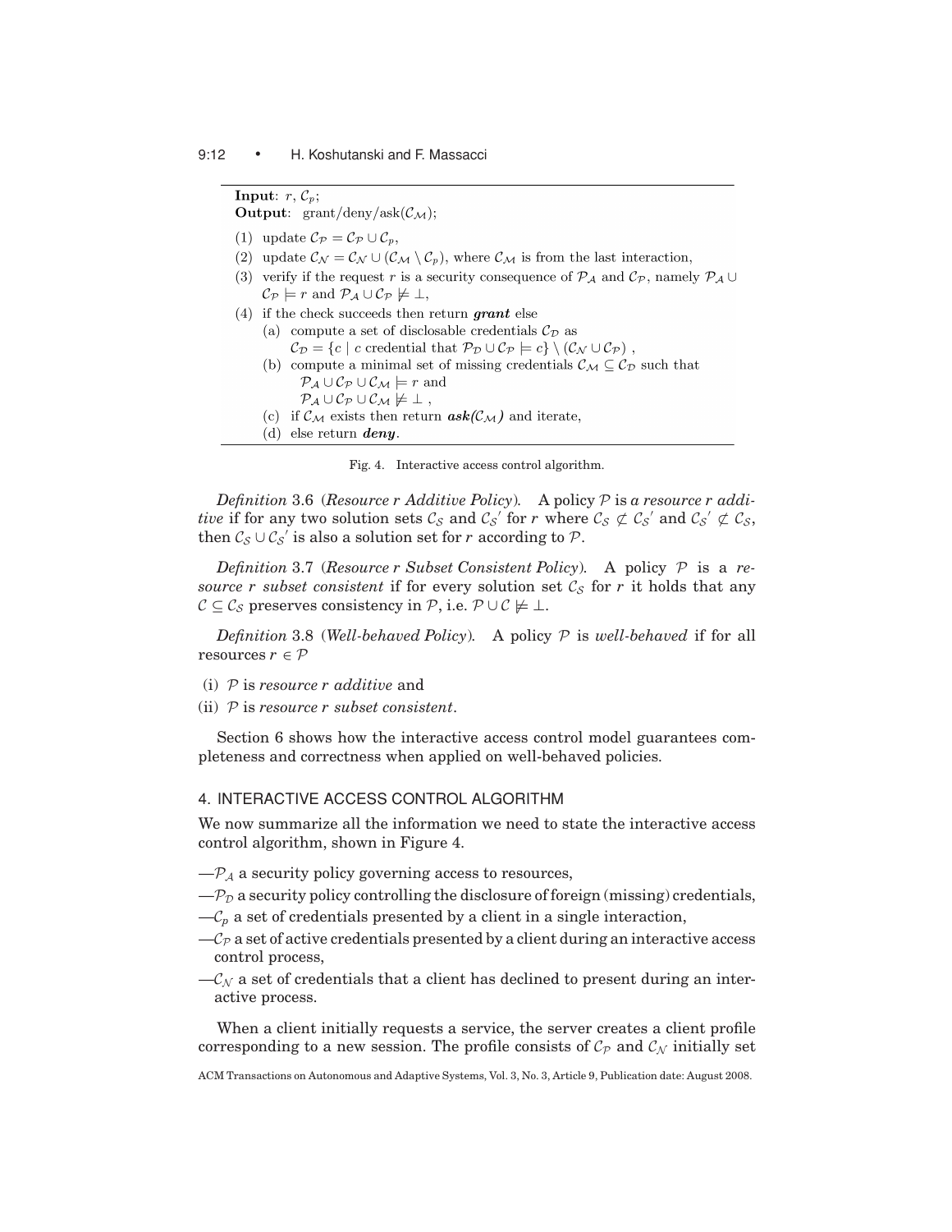**Input**: $r$, $\mathcal{C}_p$;
**Output**: grant/deny/ask($\mathcal{C}_{\mathcal{M}}$);

1. update $\mathcal{C}_{\mathcal{P}} = \mathcal{C}_{\mathcal{P}} \cup \mathcal{C}_p$,
2. update $\mathcal{C}_{\mathcal{N}} = \mathcal{C}_{\mathcal{N}} \cup (\mathcal{C}_{\mathcal{M}} \setminus \mathcal{C}_p)$, where $\mathcal{C}_{\mathcal{M}}$ is from the last interaction,
3. verify if the request $r$ is a security consequence of $\mathcal{P}_{\mathcal{A}}$ and $\mathcal{C}_{\mathcal{P}}$, namely $\mathcal{P}_{\mathcal{A}} \cup \mathcal{C}_{\mathcal{P}} \models r$ and $\mathcal{P}_{\mathcal{A}} \cup \mathcal{C}_{\mathcal{P}} \not\models \bot$,
4. if the check succeeds then return ***grant*** else
   (a) compute a set of disclosable credentials $\mathcal{C}_{\mathcal{D}}$ as
   $\mathcal{C}_{\mathcal{D}} = \{c \mid c \text{ credential that } \mathcal{P}_{\mathcal{D}} \cup \mathcal{C}_{\mathcal{P}} \models c\} \setminus (\mathcal{C}_{\mathcal{N}} \cup \mathcal{C}_{\mathcal{P}})$ ,
   (b) compute a minimal set of missing credentials $\mathcal{C}_{\mathcal{M}} \subseteq \mathcal{C}_{\mathcal{D}}$ such that
   $\mathcal{P}_{\mathcal{A}} \cup \mathcal{C}_{\mathcal{P}} \cup \mathcal{C}_{\mathcal{M}} \models r$ and
   $\mathcal{P}_{\mathcal{A}} \cup \mathcal{C}_{\mathcal{P}} \cup \mathcal{C}_{\mathcal{M}} \not\models \bot$ ,
   (c) if $\mathcal{C}_{\mathcal{M}}$ exists then return ***ask($\mathcal{C}_{\mathcal{M}}$)*** and iterate,
   (d) else return ***deny***.

Fig. 4. Interactive access control algorithm.

*Definition* 3.6 (*Resource r Additive Policy*). A policy $\mathcal{P}$ is *a resource r additive* if for any two solution sets $\mathcal{C}_{\mathcal{S}}$ and $\mathcal{C}_{\mathcal{S}}'$ for $r$ where $\mathcal{C}_{\mathcal{S}} \not\subset \mathcal{C}_{\mathcal{S}}'$ and $\mathcal{C}_{\mathcal{S}}' \not\subset \mathcal{C}_{\mathcal{S}}$, then $\mathcal{C}_{\mathcal{S}} \cup \mathcal{C}_{\mathcal{S}}'$ is also a solution set for $r$ according to $\mathcal{P}$.

*Definition* 3.7 (*Resource r Subset Consistent Policy*). A policy $\mathcal{P}$ is a *resource r subset consistent* if for every solution set $\mathcal{C}_{\mathcal{S}}$ for $r$ it holds that any $\mathcal{C} \subseteq \mathcal{C}_{\mathcal{S}}$ preserves consistency in $\mathcal{P}$, i.e. $\mathcal{P} \cup \mathcal{C} \not\models \bot$.

*Definition* 3.8 (*Well-behaved Policy*). A policy $\mathcal{P}$ is *well-behaved* if for all resources $r \in \mathcal{P}$

(i) $\mathcal{P}$ is *resource r additive* and
(ii) $\mathcal{P}$ is *resource r subset consistent*.

Section 6 shows how the interactive access control model guarantees completeness and correctness when applied on well-behaved policies.

## 4. INTERACTIVE ACCESS CONTROL ALGORITHM

We now summarize all the information we need to state the interactive access control algorithm, shown in Figure 4.

- $\mathcal{P}_{\mathcal{A}}$ a security policy governing access to resources,
- $\mathcal{P}_{\mathcal{D}}$ a security policy controlling the disclosure of foreign (missing) credentials,
- $\mathcal{C}_p$ a set of credentials presented by a client in a single interaction,
- $\mathcal{C}_{\mathcal{P}}$ a set of active credentials presented by a client during an interactive access control process,
- $\mathcal{C}_{\mathcal{N}}$ a set of credentials that a client has declined to present during an interactive process.

When a client initially requests a service, the server creates a client profile corresponding to a new session. The profile consists of $\mathcal{C}_{\mathcal{P}}$ and $\mathcal{C}_{\mathcal{N}}$ initially set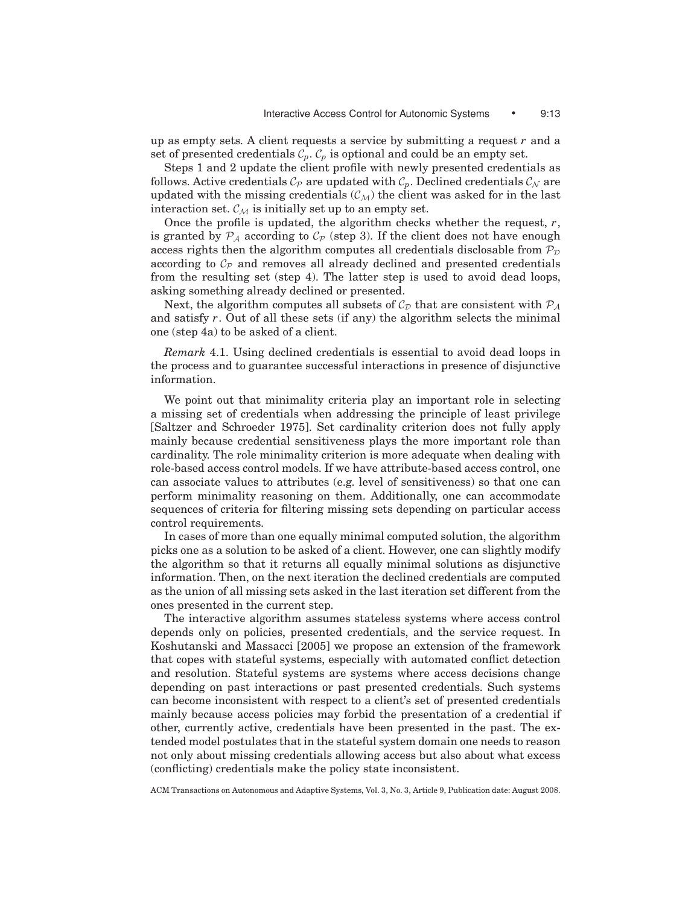up as empty sets. A client requests a service by submitting a request $r$ and a set of presented credentials $\mathcal{C}_p$. $\mathcal{C}_p$ is optional and could be an empty set.

Steps 1 and 2 update the client profile with newly presented credentials as follows. Active credentials $\mathcal{C}_{\mathcal{P}}$ are updated with $\mathcal{C}_p$. Declined credentials $\mathcal{C}_{\mathcal{N}}$ are updated with the missing credentials ($\mathcal{C}_{\mathcal{M}}$) the client was asked for in the last interaction set. $\mathcal{C}_{\mathcal{M}}$ is initially set up to an empty set.

Once the profile is updated, the algorithm checks whether the request, $r$, is granted by $\mathcal{P}_{\mathcal{A}}$ according to $\mathcal{C}_{\mathcal{P}}$ (step 3). If the client does not have enough access rights then the algorithm computes all credentials disclosable from $\mathcal{P}_{\mathcal{D}}$ according to $\mathcal{C}_{\mathcal{P}}$ and removes all already declined and presented credentials from the resulting set (step 4). The latter step is used to avoid dead loops, asking something already declined or presented.

Next, the algorithm computes all subsets of $\mathcal{C}_{\mathcal{D}}$ that are consistent with $\mathcal{P}_{\mathcal{A}}$ and satisfy $r$. Out of all these sets (if any) the algorithm selects the minimal one (step 4a) to be asked of a client.

*Remark* 4.1. Using declined credentials is essential to avoid dead loops in the process and to guarantee successful interactions in presence of disjunctive information.

We point out that minimality criteria play an important role in selecting a missing set of credentials when addressing the principle of least privilege [Saltzer and Schroeder 1975]. Set cardinality criterion does not fully apply mainly because credential sensitiveness plays the more important role than cardinality. The role minimality criterion is more adequate when dealing with role-based access control models. If we have attribute-based access control, one can associate values to attributes (e.g. level of sensitiveness) so that one can perform minimality reasoning on them. Additionally, one can accommodate sequences of criteria for filtering missing sets depending on particular access control requirements.

In cases of more than one equally minimal computed solution, the algorithm picks one as a solution to be asked of a client. However, one can slightly modify the algorithm so that it returns all equally minimal solutions as disjunctive information. Then, on the next iteration the declined credentials are computed as the union of all missing sets asked in the last iteration set different from the ones presented in the current step.

The interactive algorithm assumes stateless systems where access control depends only on policies, presented credentials, and the service request. In Koshutanski and Massacci [2005] we propose an extension of the framework that copes with stateful systems, especially with automated conflict detection and resolution. Stateful systems are systems where access decisions change depending on past interactions or past presented credentials. Such systems can become inconsistent with respect to a client's set of presented credentials mainly because access policies may forbid the presentation of a credential if other, currently active, credentials have been presented in the past. The extended model postulates that in the stateful system domain one needs to reason not only about missing credentials allowing access but also about what excess (conflicting) credentials make the policy state inconsistent.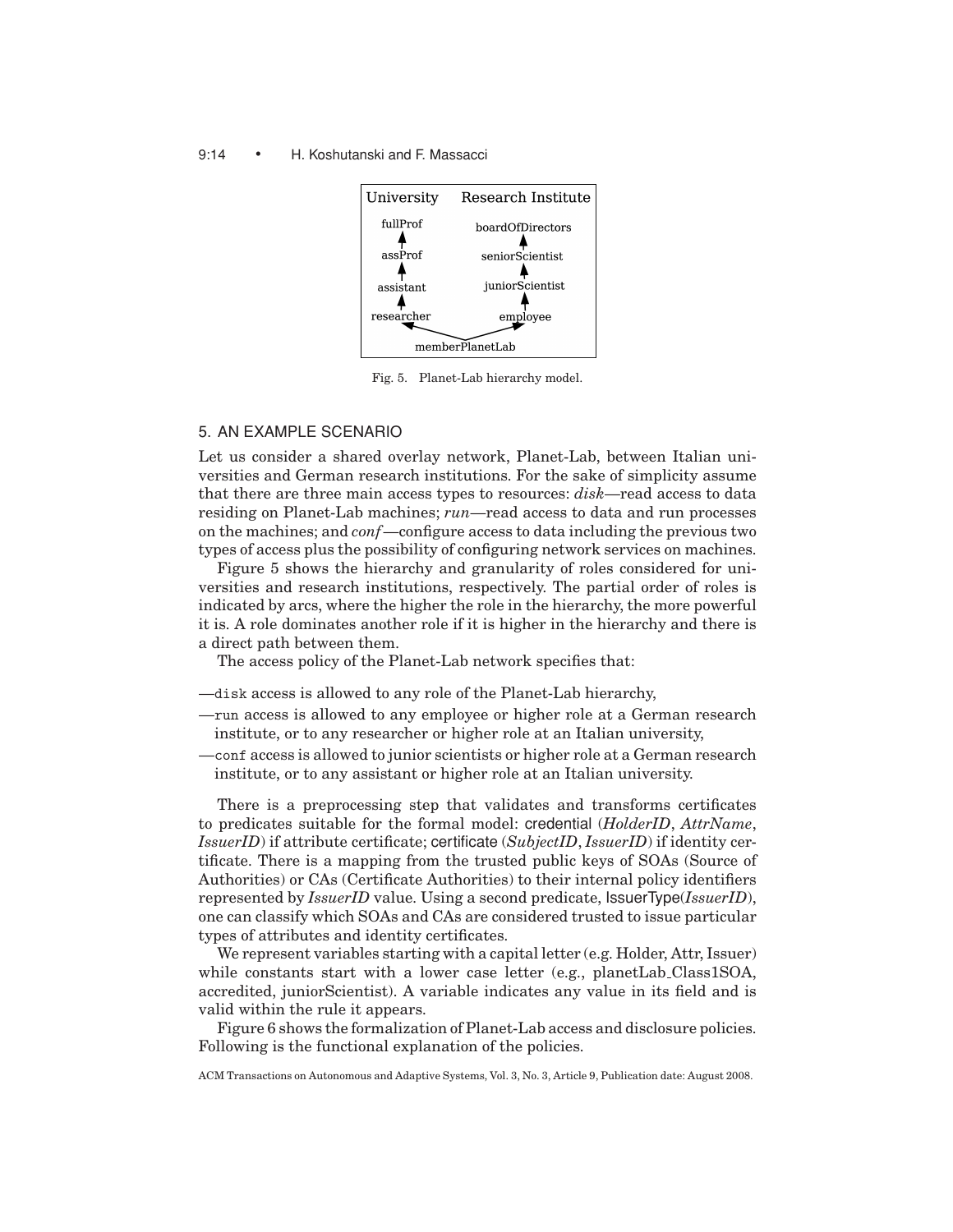University Research Institute

fullProf

assProf

assistant

researcher

boardOfDirectors

seniorScientist

juniorScientist

employee

memberPlanetLab

Fig. 5. Planet-Lab hierarchy model.

## 5. AN EXAMPLE SCENARIO

Let us consider a shared overlay network, Planet-Lab, between Italian universities and German research institutions. For the sake of simplicity assume that there are three main access types to resources: *disk*—read access to data residing on Planet-Lab machines; *run*—read access to data and run processes on the machines; and *conf*—configure access to data including the previous two types of access plus the possibility of configuring network services on machines.

Figure 5 shows the hierarchy and granularity of roles considered for universities and research institutions, respectively. The partial order of roles is indicated by arcs, where the higher the role in the hierarchy, the more powerful it is. A role dominates another role if it is higher in the hierarchy and there is a direct path between them.

The access policy of the Planet-Lab network specifies that:

- `disk` access is allowed to any role of the Planet-Lab hierarchy,
- `run` access is allowed to any employee or higher role at a German research institute, or to any researcher or higher role at an Italian university,
- `conf` access is allowed to junior scientists or higher role at a German research institute, or to any assistant or higher role at an Italian university.

There is a preprocessing step that validates and transforms certificates to predicates suitable for the formal model: credential (*HolderID*, *AttrName*, *IssuerID*) if attribute certificate; certificate (*SubjectID*, *IssuerID*) if identity certificate. There is a mapping from the trusted public keys of SOAs (Source of Authorities) or CAs (Certificate Authorities) to their internal policy identifiers represented by *IssuerID* value. Using a second predicate, IssuerType(*IssuerID*), one can classify which SOAs and CAs are considered trusted to issue particular types of attributes and identity certificates.

We represent variables starting with a capital letter (e.g. Holder, Attr, Issuer) while constants start with a lower case letter (e.g., planetLab_Class1SOA, accredited, juniorScientist). A variable indicates any value in its field and is valid within the rule it appears.

Figure 6 shows the formalization of Planet-Lab access and disclosure policies. Following is the functional explanation of the policies.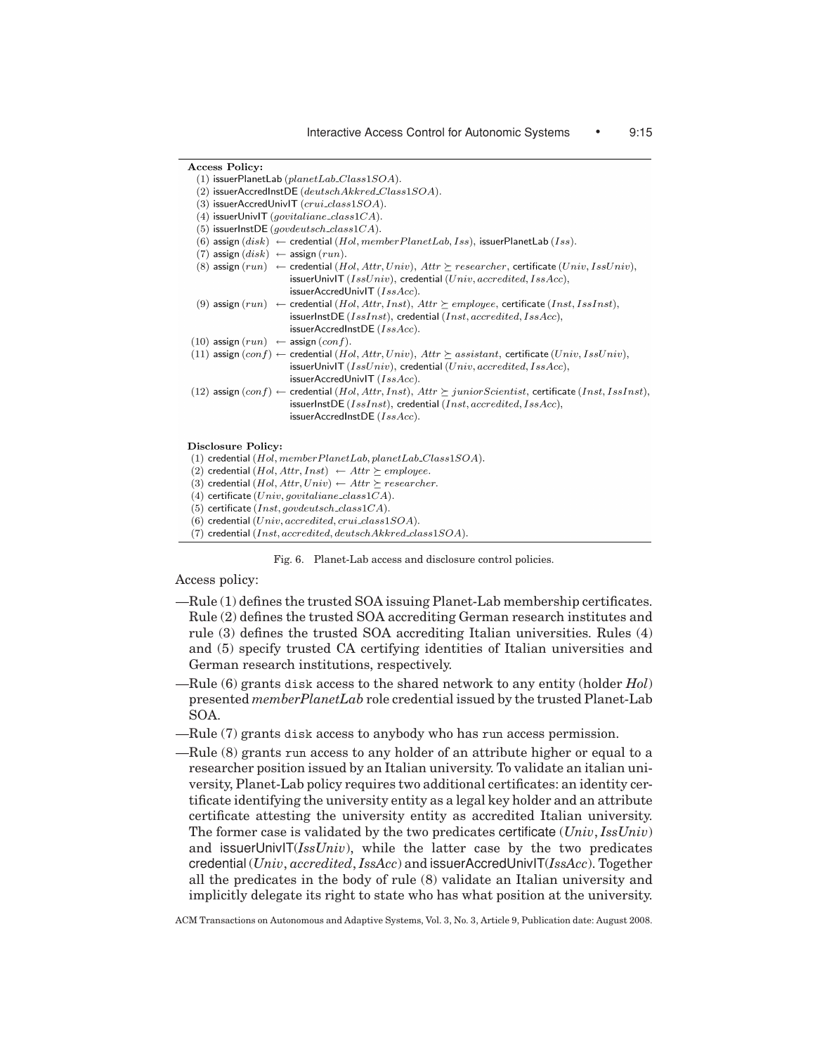**Access Policy:**

(1) issuerPlanetLab ($planetLab\_Class1SOA$).
(2) issuerAccredInstDE ($deutschAkkred\_Class1SOA$).
(3) issuerAccredUnivIT ($crui\_class1SOA$).
(4) issuerUnivIT ($govitaliane\_class1CA$).
(5) issuerInstDE ($govdeutsch\_class1CA$).
(6) assign ($disk$) $\leftarrow$ credential ($Hol, memberPlanetLab, Iss$), issuerPlanetLab ($Iss$).
(7) assign ($disk$) $\leftarrow$ assign ($run$).
(8) assign ($run$) $\leftarrow$ credential ($Hol, Attr, Univ$), $Attr \succeq researcher$, certificate ($Univ, IssUniv$), issuerUnivIT ($IssUniv$), credential ($Univ, accredited, IssAcc$), issuerAccredUnivIT ($IssAcc$).
(9) assign ($run$) $\leftarrow$ credential ($Hol, Attr, Inst$), $Attr \succeq employee$, certificate ($Inst, IssInst$), issuerInstDE ($IssInst$), credential ($Inst, accredited, IssAcc$), issuerAccredInstDE ($IssAcc$).
(10) assign ($run$) $\leftarrow$ assign ($conf$).
(11) assign ($conf$) $\leftarrow$ credential ($Hol, Attr, Univ$), $Attr \succeq assistant$, certificate ($Univ, IssUniv$), issuerUnivIT ($IssUniv$), credential ($Univ, accredited, IssAcc$), issuerAccredUnivIT ($IssAcc$).
(12) assign ($conf$) $\leftarrow$ credential ($Hol, Attr, Inst$), $Attr \succeq juniorScientist$, certificate ($Inst, IssInst$), issuerInstDE ($IssInst$), credential ($Inst, accredited, IssAcc$), issuerAccredInstDE ($IssAcc$).

**Disclosure Policy:**

(1) credential ($Hol, memberPlanetLab, planetLab\_Class1SOA$).
(2) credential ($Hol, Attr, Inst$) $\leftarrow$ $Attr \succeq employee$.
(3) credential ($Hol, Attr, Univ$) $\leftarrow$ $Attr \succeq researcher$.
(4) certificate ($Univ, govitaliane\_class1CA$).
(5) certificate ($Inst, govdeutsch\_class1CA$).
(6) credential ($Univ, accredited, crui\_class1SOA$).
(7) credential ($Inst, accredited, deutschAkkred\_class1SOA$).

Fig. 6. Planet-Lab access and disclosure control policies.

Access policy:

- Rule (1) defines the trusted SOA issuing Planet-Lab membership certificates. Rule (2) defines the trusted SOA accrediting German research institutes and rule (3) defines the trusted SOA accrediting Italian universities. Rules (4) and (5) specify trusted CA certifying identities of Italian universities and German research institutions, respectively.
- Rule (6) grants `disk` access to the shared network to any entity (holder *Hol*) presented *memberPlanetLab* role credential issued by the trusted Planet-Lab SOA.
- Rule (7) grants `disk` access to anybody who has `run` access permission.
- Rule (8) grants `run` access to any holder of an attribute higher or equal to a researcher position issued by an Italian university. To validate an italian university, Planet-Lab policy requires two additional certificates: an identity certificate identifying the university entity as a legal key holder and an attribute certificate attesting the university entity as accredited Italian university. The former case is validated by the two predicates certificate ($Univ, IssUniv$) and issuerUnivIT($IssUniv$), while the latter case by the two predicates credential ($Univ, accredited, IssAcc$) and issuerAccredUnivIT($IssAcc$). Together all the predicates in the body of rule (8) validate an Italian university and implicitly delegate its right to state who has what position at the university.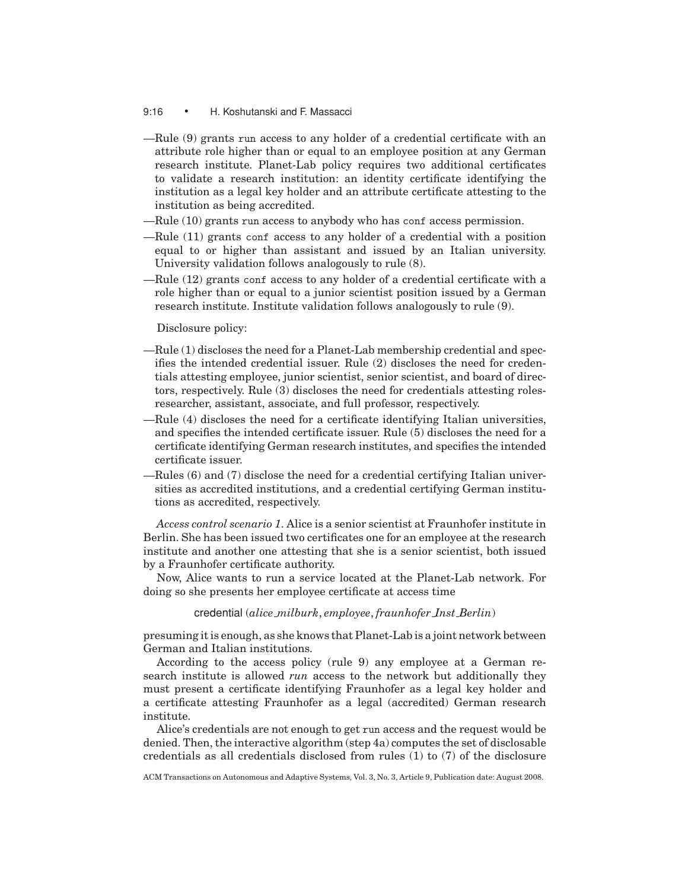—Rule (9) grants run access to any holder of a credential certificate with an attribute role higher than or equal to an employee position at any German research institute. Planet-Lab policy requires two additional certificates to validate a research institution: an identity certificate identifying the institution as a legal key holder and an attribute certificate attesting to the institution as being accredited.

—Rule (10) grants run access to anybody who has conf access permission.

—Rule (11) grants conf access to any holder of a credential with a position equal to or higher than assistant and issued by an Italian university. University validation follows analogously to rule (8).

—Rule (12) grants conf access to any holder of a credential certificate with a role higher than or equal to a junior scientist position issued by a German research institute. Institute validation follows analogously to rule (9).

Disclosure policy:

—Rule (1) discloses the need for a Planet-Lab membership credential and specifies the intended credential issuer. Rule (2) discloses the need for credentials attesting employee, junior scientist, senior scientist, and board of directors, respectively. Rule (3) discloses the need for credentials attesting roles-researcher, assistant, associate, and full professor, respectively.

—Rule (4) discloses the need for a certificate identifying Italian universities, and specifies the intended certificate issuer. Rule (5) discloses the need for a certificate identifying German research institutes, and specifies the intended certificate issuer.

—Rules (6) and (7) disclose the need for a credential certifying Italian universities as accredited institutions, and a credential certifying German institutions as accredited, respectively.

*Access control scenario 1*. Alice is a senior scientist at Fraunhofer institute in Berlin. She has been issued two certificates one for an employee at the research institute and another one attesting that she is a senior scientist, both issued by a Fraunhofer certificate authority.

Now, Alice wants to run a service located at the Planet-Lab network. For doing so she presents her employee certificate at access time

$$\text{credential}\,(alice\_milburk, employee, fraunhofer\_Inst\_Berlin)$$

presuming it is enough, as she knows that Planet-Lab is a joint network between German and Italian institutions.

According to the access policy (rule 9) any employee at a German research institute is allowed *run* access to the network but additionally they must present a certificate identifying Fraunhofer as a legal key holder and a certificate attesting Fraunhofer as a legal (accredited) German research institute.

Alice's credentials are not enough to get run access and the request would be denied. Then, the interactive algorithm (step 4a) computes the set of disclosable credentials as all credentials disclosed from rules (1) to (7) of the disclosure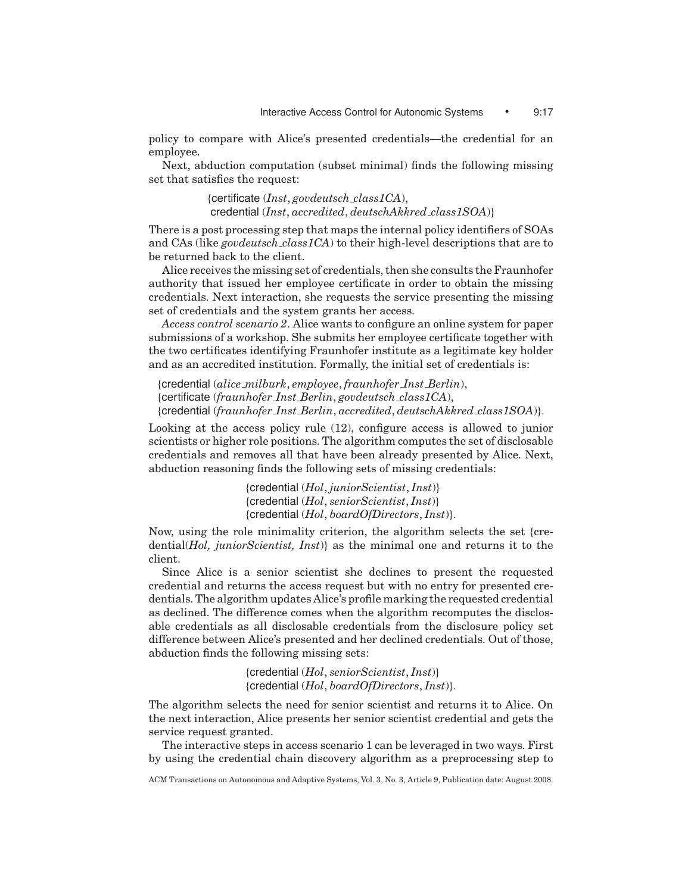policy to compare with Alice's presented credentials—the credential for an employee.

Next, abduction computation (subset minimal) finds the following missing set that satisfies the request:

{certificate (*Inst*, *govdeutsch_class1CA*),
credential (*Inst*, *accredited*, *deutschAkkred_class1SOA*)}

There is a post processing step that maps the internal policy identifiers of SOAs and CAs (like *govdeutsch_class1CA*) to their high-level descriptions that are to be returned back to the client.

Alice receives the missing set of credentials, then she consults the Fraunhofer authority that issued her employee certificate in order to obtain the missing credentials. Next interaction, she requests the service presenting the missing set of credentials and the system grants her access.

*Access control scenario 2*. Alice wants to configure an online system for paper submissions of a workshop. She submits her employee certificate together with the two certificates identifying Fraunhofer institute as a legitimate key holder and as an accredited institution. Formally, the initial set of credentials is:

{credential (*alice_milburk*, *employee*, *fraunhofer_Inst_Berlin*),
{certificate (*fraunhofer_Inst_Berlin*, *govdeutsch_class1CA*),
{credential (*fraunhofer_Inst_Berlin*, *accredited*, *deutschAkkred_class1SOA*)}.

Looking at the access policy rule (12), configure access is allowed to junior scientists or higher role positions. The algorithm computes the set of disclosable credentials and removes all that have been already presented by Alice. Next, abduction reasoning finds the following sets of missing credentials:

{credential (*Hol*, *juniorScientist*, *Inst*)}
{credential (*Hol*, *seniorScientist*, *Inst*)}
{credential (*Hol*, *boardOfDirectors*, *Inst*)}.

Now, using the role minimality criterion, the algorithm selects the set {credential(*Hol, juniorScientist, Inst*)} as the minimal one and returns it to the client.

Since Alice is a senior scientist she declines to present the requested credential and returns the access request but with no entry for presented credentials. The algorithm updates Alice's profile marking the requested credential as declined. The difference comes when the algorithm recomputes the disclosable credentials as all disclosable credentials from the disclosure policy set difference between Alice's presented and her declined credentials. Out of those, abduction finds the following missing sets:

{credential (*Hol*, *seniorScientist*, *Inst*)}
{credential (*Hol*, *boardOfDirectors*, *Inst*)}.

The algorithm selects the need for senior scientist and returns it to Alice. On the next interaction, Alice presents her senior scientist credential and gets the service request granted.

The interactive steps in access scenario 1 can be leveraged in two ways. First by using the credential chain discovery algorithm as a preprocessing step to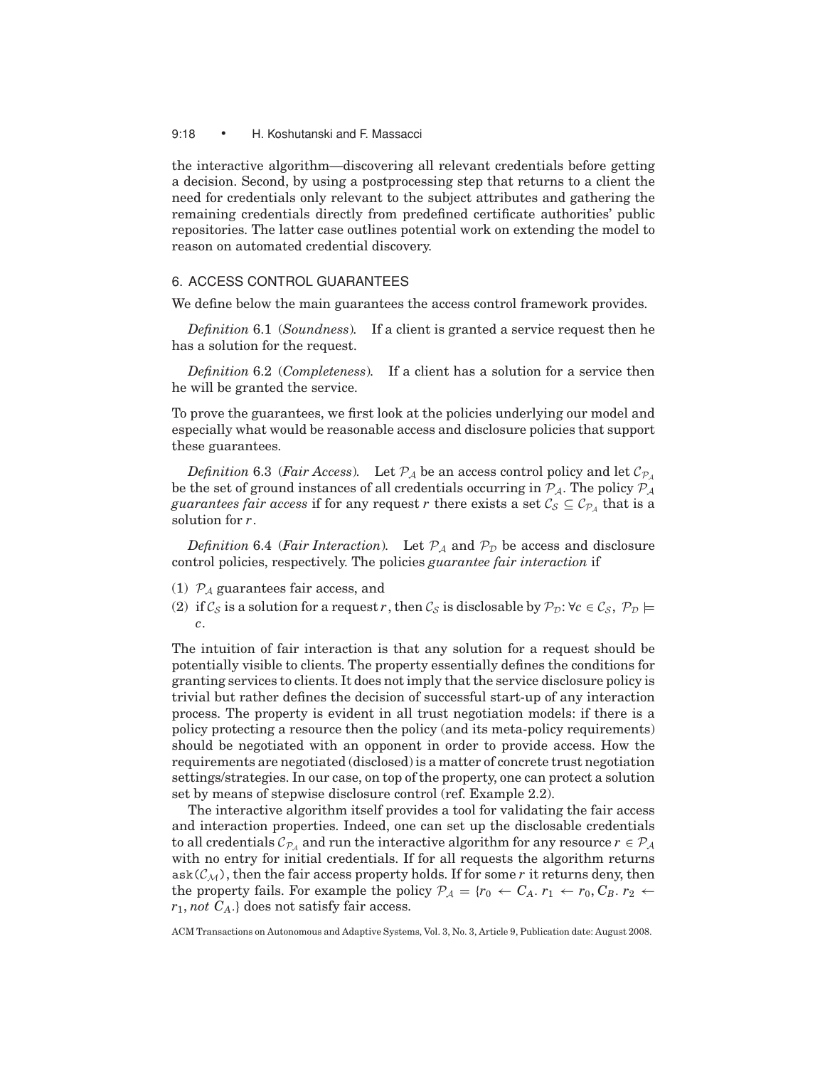the interactive algorithm—discovering all relevant credentials before getting a decision. Second, by using a postprocessing step that returns to a client the need for credentials only relevant to the subject attributes and gathering the remaining credentials directly from predefined certificate authorities' public repositories. The latter case outlines potential work on extending the model to reason on automated credential discovery.

## 6. ACCESS CONTROL GUARANTEES

We define below the main guarantees the access control framework provides.

*Definition* 6.1 (*Soundness*). If a client is granted a service request then he has a solution for the request.

*Definition* 6.2 (*Completeness*). If a client has a solution for a service then he will be granted the service.

To prove the guarantees, we first look at the policies underlying our model and especially what would be reasonable access and disclosure policies that support these guarantees.

*Definition* 6.3 (*Fair Access*). Let $\mathcal{P}_\mathcal{A}$ be an access control policy and let $\mathcal{C}_{\mathcal{P}_\mathcal{A}}$ be the set of ground instances of all credentials occurring in $\mathcal{P}_\mathcal{A}$. The policy $\mathcal{P}_\mathcal{A}$ *guarantees fair access* if for any request $r$ there exists a set $\mathcal{C}_\mathcal{S} \subseteq \mathcal{C}_{\mathcal{P}_\mathcal{A}}$ that is a solution for $r$.

*Definition* 6.4 (*Fair Interaction*). Let $\mathcal{P}_\mathcal{A}$ and $\mathcal{P}_\mathcal{D}$ be access and disclosure control policies, respectively. The policies *guarantee fair interaction* if

(1) $\mathcal{P}_\mathcal{A}$ guarantees fair access, and
(2) if $\mathcal{C}_\mathcal{S}$ is a solution for a request $r$, then $\mathcal{C}_\mathcal{S}$ is disclosable by $\mathcal{P}_\mathcal{D}$: $\forall c \in \mathcal{C}_\mathcal{S},\ \mathcal{P}_\mathcal{D} \models c$.

The intuition of fair interaction is that any solution for a request should be potentially visible to clients. The property essentially defines the conditions for granting services to clients. It does not imply that the service disclosure policy is trivial but rather defines the decision of successful start-up of any interaction process. The property is evident in all trust negotiation models: if there is a policy protecting a resource then the policy (and its meta-policy requirements) should be negotiated with an opponent in order to provide access. How the requirements are negotiated (disclosed) is a matter of concrete trust negotiation settings/strategies. In our case, on top of the property, one can protect a solution set by means of stepwise disclosure control (ref. Example 2.2).

The interactive algorithm itself provides a tool for validating the fair access and interaction properties. Indeed, one can set up the disclosable credentials to all credentials $\mathcal{C}_{\mathcal{P}_\mathcal{A}}$ and run the interactive algorithm for any resource $r \in \mathcal{P}_\mathcal{A}$ with no entry for initial credentials. If for all requests the algorithm returns `ask`$(\mathcal{C}_\mathcal{M})$, then the fair access property holds. If for some $r$ it returns deny, then the property fails. For example the policy $\mathcal{P}_\mathcal{A} = \{r_0 \leftarrow C_A.\ r_1 \leftarrow r_0, C_B.\ r_2 \leftarrow r_1, \textit{not}\ C_A.\}$ does not satisfy fair access.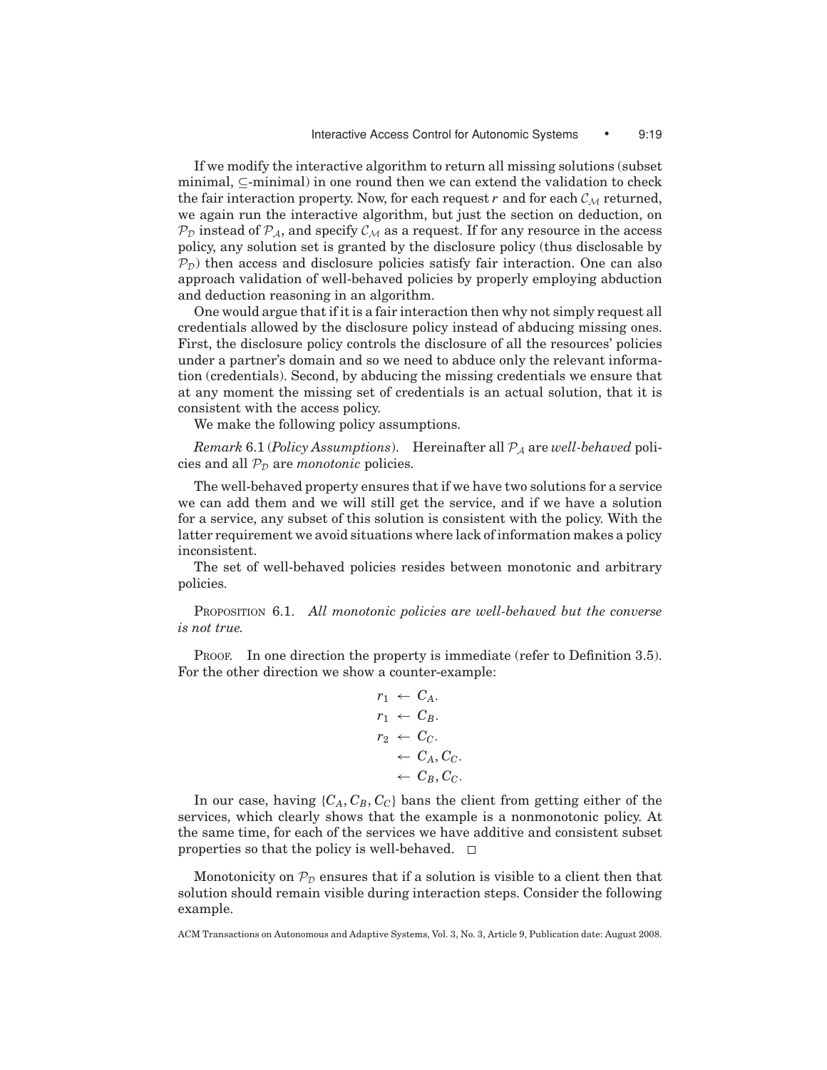If we modify the interactive algorithm to return all missing solutions (subset minimal, $\subseteq$-minimal) in one round then we can extend the validation to check the fair interaction property. Now, for each request $r$ and for each $\mathcal{C}_{\mathcal{M}}$ returned, we again run the interactive algorithm, but just the section on deduction, on $\mathcal{P}_{\mathcal{D}}$ instead of $\mathcal{P}_{\mathcal{A}}$, and specify $\mathcal{C}_{\mathcal{M}}$ as a request. If for any resource in the access policy, any solution set is granted by the disclosure policy (thus disclosable by $\mathcal{P}_{\mathcal{D}}$) then access and disclosure policies satisfy fair interaction. One can also approach validation of well-behaved policies by properly employing abduction and deduction reasoning in an algorithm.

One would argue that if it is a fair interaction then why not simply request all credentials allowed by the disclosure policy instead of abducing missing ones. First, the disclosure policy controls the disclosure of all the resources' policies under a partner's domain and so we need to abduce only the relevant information (credentials). Second, by abducing the missing credentials we ensure that at any moment the missing set of credentials is an actual solution, that it is consistent with the access policy.

We make the following policy assumptions.

*Remark* 6.1 (*Policy Assumptions*). Hereinafter all $\mathcal{P}_{\mathcal{A}}$ are *well-behaved* policies and all $\mathcal{P}_{\mathcal{D}}$ are *monotonic* policies.

The well-behaved property ensures that if we have two solutions for a service we can add them and we will still get the service, and if we have a solution for a service, any subset of this solution is consistent with the policy. With the latter requirement we avoid situations where lack of information makes a policy inconsistent.

The set of well-behaved policies resides between monotonic and arbitrary policies.

PROPOSITION 6.1. *All monotonic policies are well-behaved but the converse is not true.*

PROOF. In one direction the property is immediate (refer to Definition 3.5). For the other direction we show a counter-example:

$$
\begin{aligned}
r_1 &\leftarrow C_A. \\
r_1 &\leftarrow C_B. \\
r_2 &\leftarrow C_C. \\
&\leftarrow C_A, C_C. \\
&\leftarrow C_B, C_C.
\end{aligned}
$$

In our case, having $\{C_A, C_B, C_C\}$ bans the client from getting either of the services, which clearly shows that the example is a nonmonotonic policy. At the same time, for each of the services we have additive and consistent subset properties so that the policy is well-behaved. $\square$

Monotonicity on $\mathcal{P}_{\mathcal{D}}$ ensures that if a solution is visible to a client then that solution should remain visible during interaction steps. Consider the following example.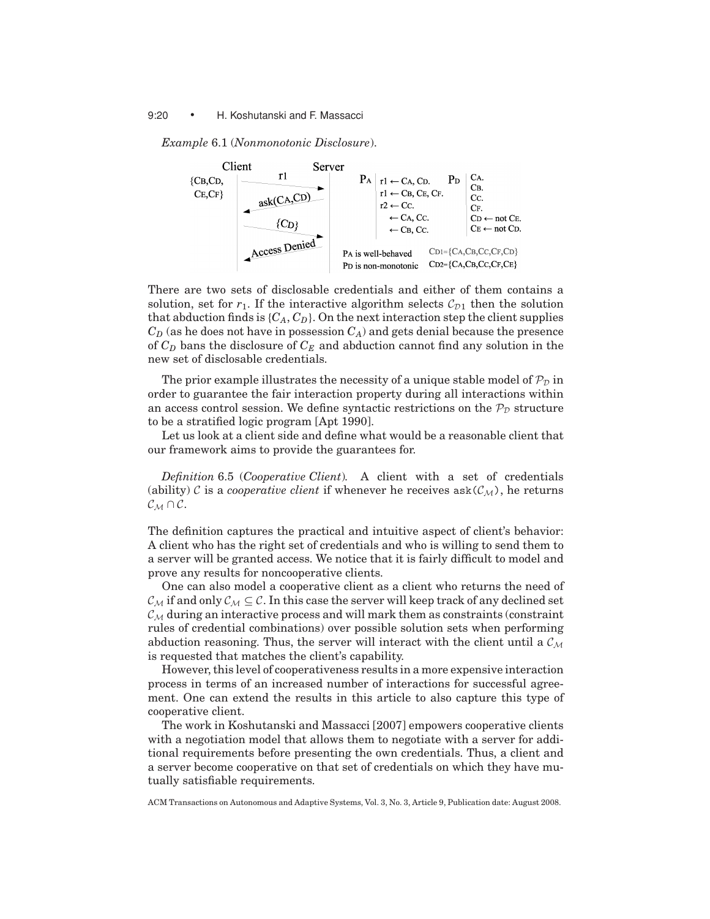*Example* 6.1 (*Nonmonotonic Disclosure*).

| Client | | Server | | |
|---|---|---|---|---|
| {CB,CD, CE,CF} | r1 → | $P_A$: $r1 \leftarrow C_A, C_D$. $r1 \leftarrow C_B, C_E, C_F$. $r2 \leftarrow C_C$. $\leftarrow C_A, C_C$. $\leftarrow C_B, C_C$. | $P_D$: $C_A$. $C_B$. $C_C$. $C_F$. $C_D \leftarrow$ not $C_E$. $C_E \leftarrow$ not $C_D$. | |
| | ← ask(CA,CD) | | | |
| | {CD} → | | | |
| | ← Access Denied | $P_A$ is well-behaved | $C_{D1}=\{C_A,C_B,C_C,C_F,C_D\}$ | |
| | | $P_D$ is non-monotonic | $C_{D2}=\{C_A,C_B,C_C,C_F,C_E\}$ | |

There are two sets of disclosable credentials and either of them contains a solution, set for $r_1$. If the interactive algorithm selects $\mathcal{C}_{\mathcal{D}1}$ then the solution that abduction finds is $\{C_A, C_D\}$. On the next interaction step the client supplies $C_D$ (as he does not have in possession $C_A$) and gets denial because the presence of $C_D$ bans the disclosure of $C_E$ and abduction cannot find any solution in the new set of disclosable credentials.

The prior example illustrates the necessity of a unique stable model of $\mathcal{P}_{\mathcal{D}}$ in order to guarantee the fair interaction property during all interactions within an access control session. We define syntactic restrictions on the $\mathcal{P}_{\mathcal{D}}$ structure to be a stratified logic program [Apt 1990].

Let us look at a client side and define what would be a reasonable client that our framework aims to provide the guarantees for.

*Definition* 6.5 (*Cooperative Client*). A client with a set of credentials (ability) $\mathcal{C}$ is a *cooperative client* if whenever he receives $\texttt{ask}(\mathcal{C}_{\mathcal{M}})$, he returns $\mathcal{C}_{\mathcal{M}} \cap \mathcal{C}$.

The definition captures the practical and intuitive aspect of client's behavior: A client who has the right set of credentials and who is willing to send them to a server will be granted access. We notice that it is fairly difficult to model and prove any results for noncooperative clients.

One can also model a cooperative client as a client who returns the need of $\mathcal{C}_{\mathcal{M}}$ if and only $\mathcal{C}_{\mathcal{M}} \subseteq \mathcal{C}$. In this case the server will keep track of any declined set $\mathcal{C}_{\mathcal{M}}$ during an interactive process and will mark them as constraints (constraint rules of credential combinations) over possible solution sets when performing abduction reasoning. Thus, the server will interact with the client until a $\mathcal{C}_{\mathcal{M}}$ is requested that matches the client's capability.

However, this level of cooperativeness results in a more expensive interaction process in terms of an increased number of interactions for successful agreement. One can extend the results in this article to also capture this type of cooperative client.

The work in Koshutanski and Massacci [2007] empowers cooperative clients with a negotiation model that allows them to negotiate with a server for additional requirements before presenting the own credentials. Thus, a client and a server become cooperative on that set of credentials on which they have mutually satisfiable requirements.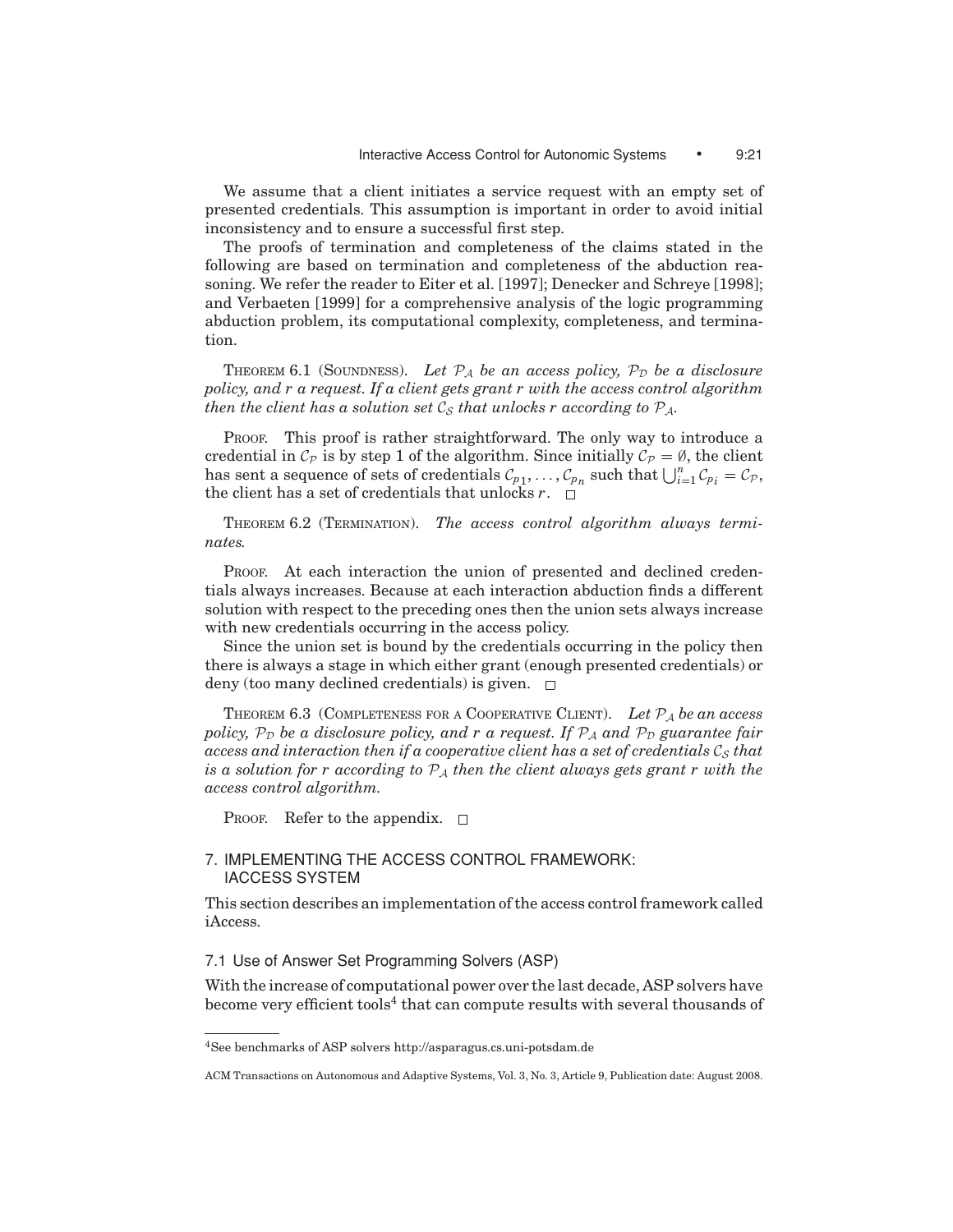We assume that a client initiates a service request with an empty set of presented credentials. This assumption is important in order to avoid initial inconsistency and to ensure a successful first step.

The proofs of termination and completeness of the claims stated in the following are based on termination and completeness of the abduction reasoning. We refer the reader to Eiter et al. [1997]; Denecker and Schreye [1998]; and Verbaeten [1999] for a comprehensive analysis of the logic programming abduction problem, its computational complexity, completeness, and termination.

THEOREM 6.1 (SOUNDNESS). *Let $\mathcal{P}_{\mathcal{A}}$ be an access policy, $\mathcal{P}_{\mathcal{D}}$ be a disclosure policy, and r a request. If a client gets grant r with the access control algorithm then the client has a solution set $\mathcal{C}_{\mathcal{S}}$ that unlocks r according to $\mathcal{P}_{\mathcal{A}}$.*

PROOF. This proof is rather straightforward. The only way to introduce a credential in $\mathcal{C}_{\mathcal{P}}$ is by step 1 of the algorithm. Since initially $\mathcal{C}_{\mathcal{P}} = \emptyset$, the client has sent a sequence of sets of credentials $\mathcal{C}_{p_1}, \ldots, \mathcal{C}_{p_n}$ such that $\bigcup_{i=1}^{n} \mathcal{C}_{p_i} = \mathcal{C}_{\mathcal{P}}$, the client has a set of credentials that unlocks $r$. □

THEOREM 6.2 (TERMINATION). *The access control algorithm always terminates.*

PROOF. At each interaction the union of presented and declined credentials always increases. Because at each interaction abduction finds a different solution with respect to the preceding ones then the union sets always increase with new credentials occurring in the access policy.

Since the union set is bound by the credentials occurring in the policy then there is always a stage in which either grant (enough presented credentials) or deny (too many declined credentials) is given. □

THEOREM 6.3 (COMPLETENESS FOR A COOPERATIVE CLIENT). *Let $\mathcal{P}_{\mathcal{A}}$ be an access policy, $\mathcal{P}_{\mathcal{D}}$ be a disclosure policy, and r a request. If $\mathcal{P}_{\mathcal{A}}$ and $\mathcal{P}_{\mathcal{D}}$ guarantee fair access and interaction then if a cooperative client has a set of credentials $\mathcal{C}_{\mathcal{S}}$ that is a solution for r according to $\mathcal{P}_{\mathcal{A}}$ then the client always gets grant r with the access control algorithm.*

PROOF. Refer to the appendix. □

## 7. IMPLEMENTING THE ACCESS CONTROL FRAMEWORK: IACCESS SYSTEM

This section describes an implementation of the access control framework called iAccess.

### 7.1 Use of Answer Set Programming Solvers (ASP)

With the increase of computational power over the last decade, ASP solvers have become very efficient tools[4] that can compute results with several thousands of

[4]See benchmarks of ASP solvers http://asparagus.cs.uni-potsdam.de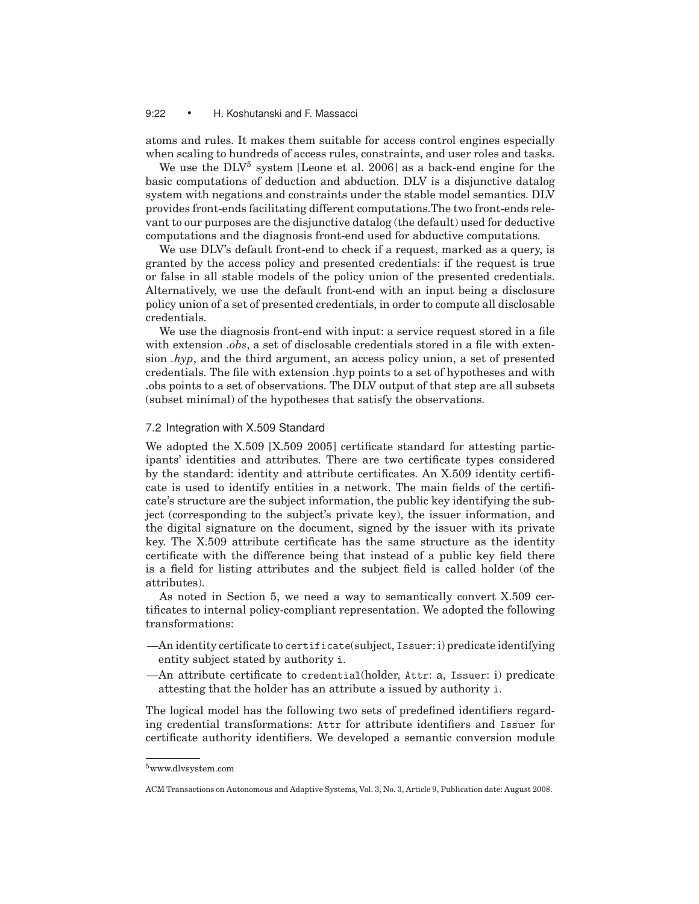atoms and rules. It makes them suitable for access control engines especially when scaling to hundreds of access rules, constraints, and user roles and tasks.

We use the DLV[5] system [Leone et al. 2006] as a back-end engine for the basic computations of deduction and abduction. DLV is a disjunctive datalog system with negations and constraints under the stable model semantics. DLV provides front-ends facilitating different computations.The two front-ends relevant to our purposes are the disjunctive datalog (the default) used for deductive computations and the diagnosis front-end used for abductive computations.

We use DLV's default front-end to check if a request, marked as a query, is granted by the access policy and presented credentials: if the request is true or false in all stable models of the policy union of the presented credentials. Alternatively, we use the default front-end with an input being a disclosure policy union of a set of presented credentials, in order to compute all disclosable credentials.

We use the diagnosis front-end with input: a service request stored in a file with extension *.obs*, a set of disclosable credentials stored in a file with extension *.hyp*, and the third argument, an access policy union, a set of presented credentials. The file with extension .hyp points to a set of hypotheses and with .obs points to a set of observations. The DLV output of that step are all subsets (subset minimal) of the hypotheses that satisfy the observations.

## 7.2 Integration with X.509 Standard

We adopted the X.509 [X.509 2005] certificate standard for attesting participants' identities and attributes. There are two certificate types considered by the standard: identity and attribute certificates. An X.509 identity certificate is used to identify entities in a network. The main fields of the certificate's structure are the subject information, the public key identifying the subject (corresponding to the subject's private key), the issuer information, and the digital signature on the document, signed by the issuer with its private key. The X.509 attribute certificate has the same structure as the identity certificate with the difference being that instead of a public key field there is a field for listing attributes and the subject field is called holder (of the attributes).

As noted in Section 5, we need a way to semantically convert X.509 certificates to internal policy-compliant representation. We adopted the following transformations:

- An identity certificate to `certificate`(subject, `Issuer`: i) predicate identifying entity subject stated by authority `i`.
- An attribute certificate to `credential`(holder, `Attr`: a, `Issuer`: i) predicate attesting that the holder has an attribute `a` issued by authority `i`.

The logical model has the following two sets of predefined identifiers regarding credential transformations: `Attr` for attribute identifiers and `Issuer` for certificate authority identifiers. We developed a semantic conversion module

[5] www.dlvsystem.com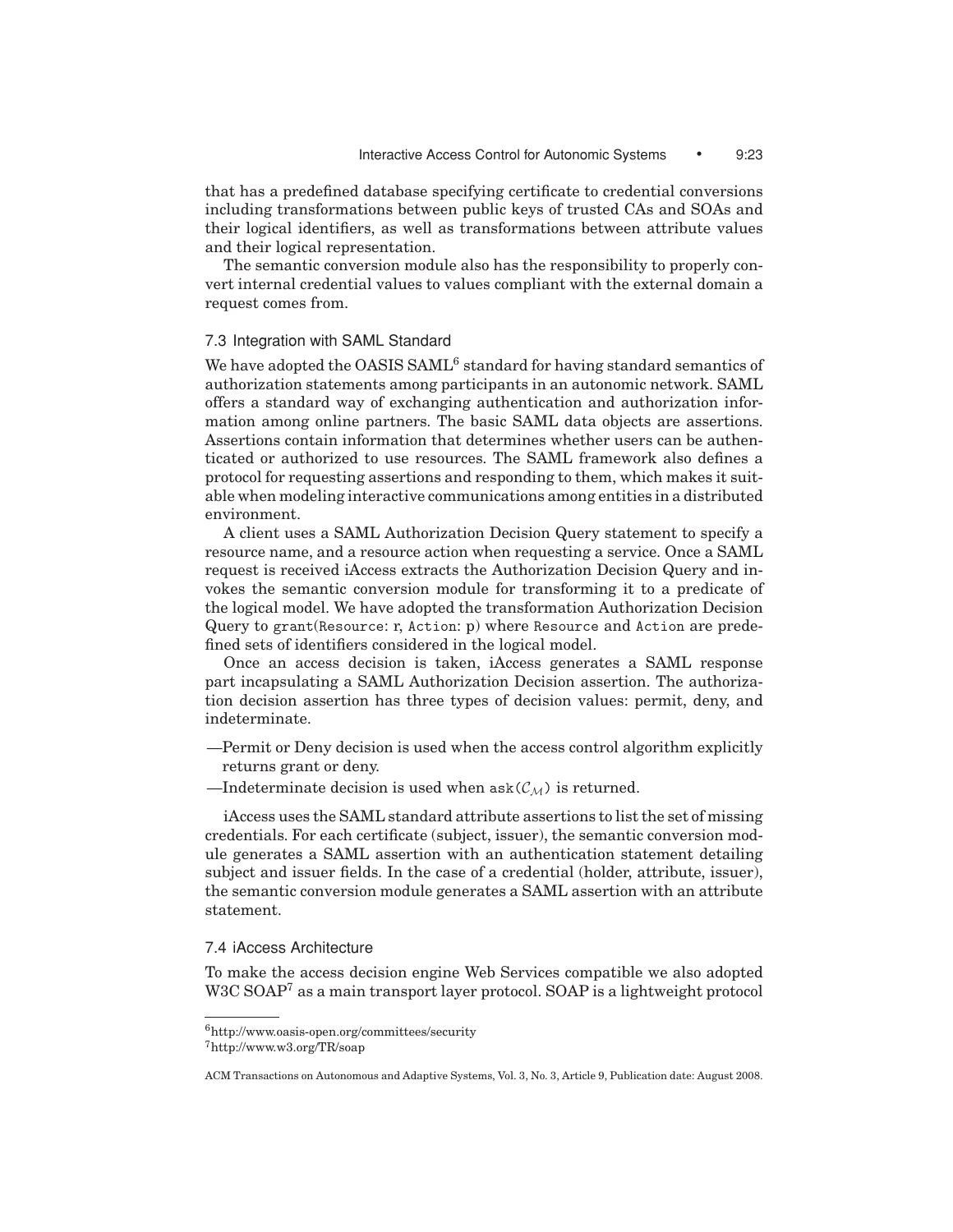that has a predefined database specifying certificate to credential conversions including transformations between public keys of trusted CAs and SOAs and their logical identifiers, as well as transformations between attribute values and their logical representation.

The semantic conversion module also has the responsibility to properly convert internal credential values to values compliant with the external domain a request comes from.

### 7.3 Integration with SAML Standard

We have adopted the OASIS SAML[6] standard for having standard semantics of authorization statements among participants in an autonomic network. SAML offers a standard way of exchanging authentication and authorization information among online partners. The basic SAML data objects are assertions. Assertions contain information that determines whether users can be authenticated or authorized to use resources. The SAML framework also defines a protocol for requesting assertions and responding to them, which makes it suitable when modeling interactive communications among entities in a distributed environment.

A client uses a SAML Authorization Decision Query statement to specify a resource name, and a resource action when requesting a service. Once a SAML request is received iAccess extracts the Authorization Decision Query and invokes the semantic conversion module for transforming it to a predicate of the logical model. We have adopted the transformation Authorization Decision Query to `grant(Resource: r, Action: p)` where `Resource` and `Action` are predefined sets of identifiers considered in the logical model.

Once an access decision is taken, iAccess generates a SAML response part incapsulating a SAML Authorization Decision assertion. The authorization decision assertion has three types of decision values: permit, deny, and indeterminate.

- Permit or Deny decision is used when the access control algorithm explicitly returns grant or deny.
- Indeterminate decision is used when $\mathtt{ask}(\mathcal{C}_{\mathcal{M}})$ is returned.

iAccess uses the SAML standard attribute assertions to list the set of missing credentials. For each certificate (subject, issuer), the semantic conversion module generates a SAML assertion with an authentication statement detailing subject and issuer fields. In the case of a credential (holder, attribute, issuer), the semantic conversion module generates a SAML assertion with an attribute statement.

### 7.4 iAccess Architecture

To make the access decision engine Web Services compatible we also adopted W3C SOAP[7] as a main transport layer protocol. SOAP is a lightweight protocol

[6] http://www.oasis-open.org/committees/security

[7] http://www.w3.org/TR/soap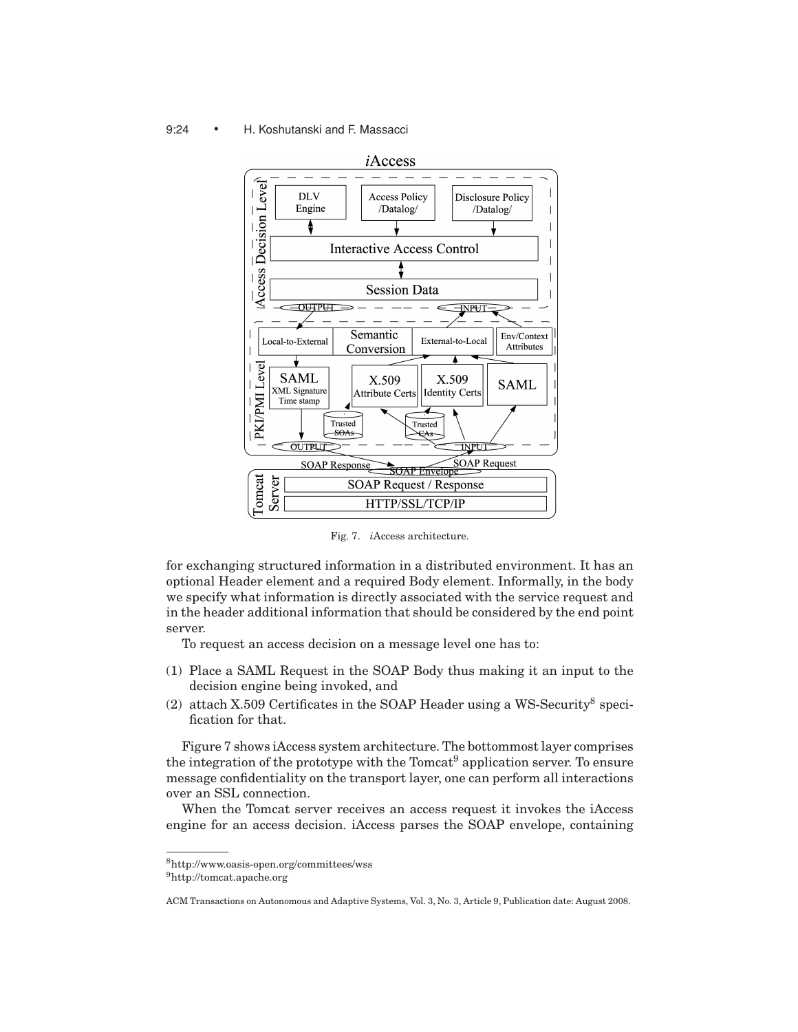Fig. 7. *i*Access architecture.

for exchanging structured information in a distributed environment. It has an optional Header element and a required Body element. Informally, in the body we specify what information is directly associated with the service request and in the header additional information that should be considered by the end point server.

To request an access decision on a message level one has to:

(1) Place a SAML Request in the SOAP Body thus making it an input to the decision engine being invoked, and
(2) attach X.509 Certificates in the SOAP Header using a WS-Security[8] specification for that.

Figure 7 shows iAccess system architecture. The bottommost layer comprises the integration of the prototype with the Tomcat[9] application server. To ensure message confidentiality on the transport layer, one can perform all interactions over an SSL connection.

When the Tomcat server receives an access request it invokes the iAccess engine for an access decision. iAccess parses the SOAP envelope, containing

---

[8] http://www.oasis-open.org/committees/wss

[9] http://tomcat.apache.org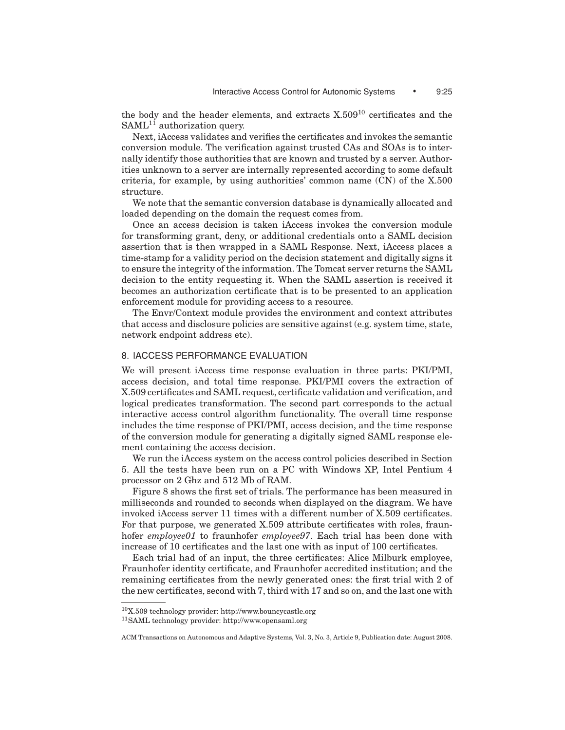the body and the header elements, and extracts X.509[10] certificates and the SAML[11] authorization query.

Next, iAccess validates and verifies the certificates and invokes the semantic conversion module. The verification against trusted CAs and SOAs is to internally identify those authorities that are known and trusted by a server. Authorities unknown to a server are internally represented according to some default criteria, for example, by using authorities' common name (CN) of the X.500 structure.

We note that the semantic conversion database is dynamically allocated and loaded depending on the domain the request comes from.

Once an access decision is taken iAccess invokes the conversion module for transforming grant, deny, or additional credentials onto a SAML decision assertion that is then wrapped in a SAML Response. Next, iAccess places a time-stamp for a validity period on the decision statement and digitally signs it to ensure the integrity of the information. The Tomcat server returns the SAML decision to the entity requesting it. When the SAML assertion is received it becomes an authorization certificate that is to be presented to an application enforcement module for providing access to a resource.

The Envr/Context module provides the environment and context attributes that access and disclosure policies are sensitive against (e.g. system time, state, network endpoint address etc).

## 8. IACCESS PERFORMANCE EVALUATION

We will present iAccess time response evaluation in three parts: PKI/PMI, access decision, and total time response. PKI/PMI covers the extraction of X.509 certificates and SAML request, certificate validation and verification, and logical predicates transformation. The second part corresponds to the actual interactive access control algorithm functionality. The overall time response includes the time response of PKI/PMI, access decision, and the time response of the conversion module for generating a digitally signed SAML response element containing the access decision.

We run the iAccess system on the access control policies described in Section 5. All the tests have been run on a PC with Windows XP, Intel Pentium 4 processor on 2 Ghz and 512 Mb of RAM.

Figure 8 shows the first set of trials. The performance has been measured in milliseconds and rounded to seconds when displayed on the diagram. We have invoked iAccess server 11 times with a different number of X.509 certificates. For that purpose, we generated X.509 attribute certificates with roles, fraunhofer *employee01* to fraunhofer *employee97*. Each trial has been done with increase of 10 certificates and the last one with as input of 100 certificates.

Each trial had of an input, the three certificates: Alice Milburk employee, Fraunhofer identity certificate, and Fraunhofer accredited institution; and the remaining certificates from the newly generated ones: the first trial with 2 of the new certificates, second with 7, third with 17 and so on, and the last one with

[10] X.509 technology provider: http://www.bouncycastle.org

[11] SAML technology provider: http://www.opensaml.org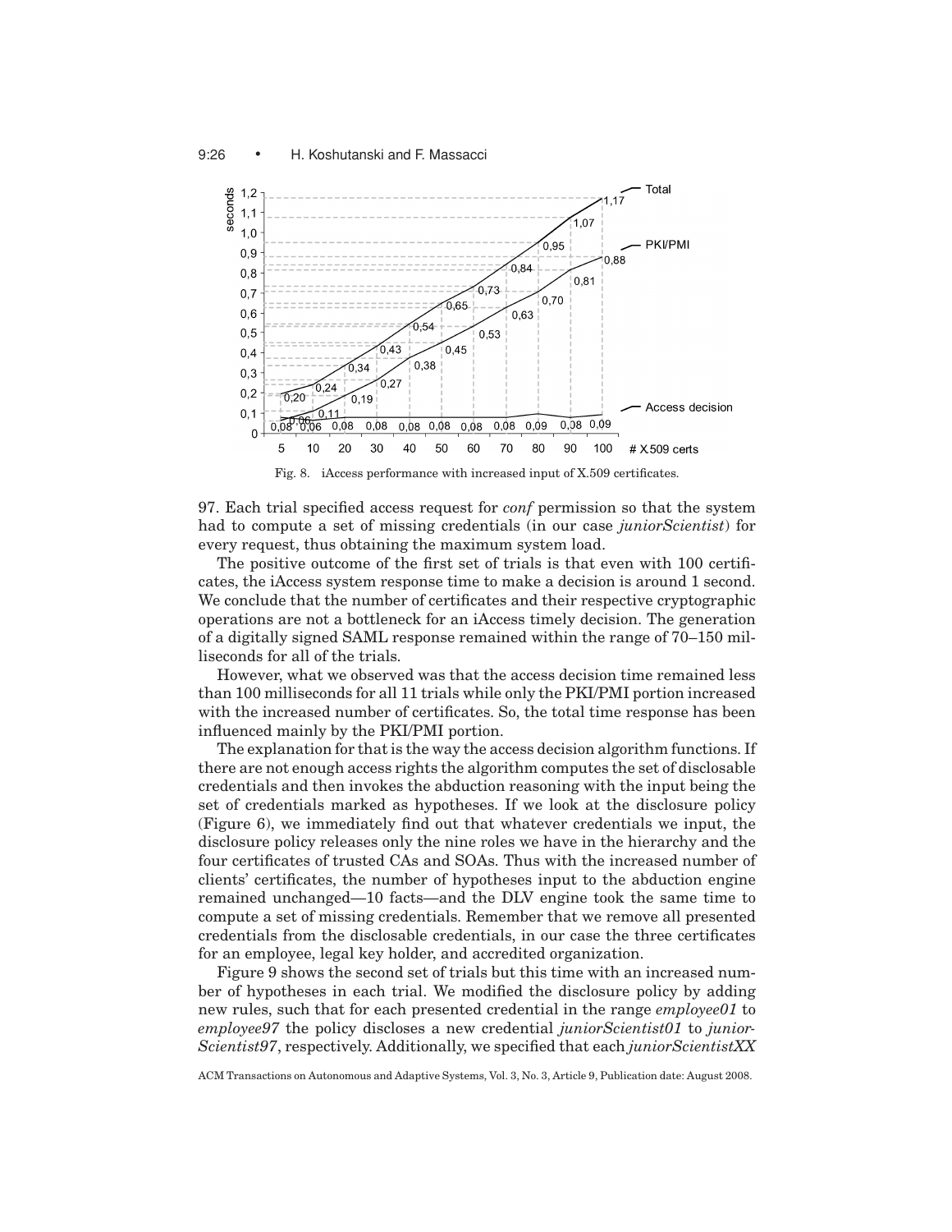Fig. 8. iAccess performance with increased input of X.509 certificates.

97. Each trial specified access request for *conf* permission so that the system had to compute a set of missing credentials (in our case *juniorScientist*) for every request, thus obtaining the maximum system load.

The positive outcome of the first set of trials is that even with 100 certificates, the iAccess system response time to make a decision is around 1 second. We conclude that the number of certificates and their respective cryptographic operations are not a bottleneck for an iAccess timely decision. The generation of a digitally signed SAML response remained within the range of 70–150 milliseconds for all of the trials.

However, what we observed was that the access decision time remained less than 100 milliseconds for all 11 trials while only the PKI/PMI portion increased with the increased number of certificates. So, the total time response has been influenced mainly by the PKI/PMI portion.

The explanation for that is the way the access decision algorithm functions. If there are not enough access rights the algorithm computes the set of disclosable credentials and then invokes the abduction reasoning with the input being the set of credentials marked as hypotheses. If we look at the disclosure policy (Figure 6), we immediately find out that whatever credentials we input, the disclosure policy releases only the nine roles we have in the hierarchy and the four certificates of trusted CAs and SOAs. Thus with the increased number of clients' certificates, the number of hypotheses input to the abduction engine remained unchanged—10 facts—and the DLV engine took the same time to compute a set of missing credentials. Remember that we remove all presented credentials from the disclosable credentials, in our case the three certificates for an employee, legal key holder, and accredited organization.

Figure 9 shows the second set of trials but this time with an increased number of hypotheses in each trial. We modified the disclosure policy by adding new rules, such that for each presented credential in the range *employee01* to *employee97* the policy discloses a new credential *juniorScientist01* to *juniorScientist97*, respectively. Additionally, we specified that each *juniorScientistXX*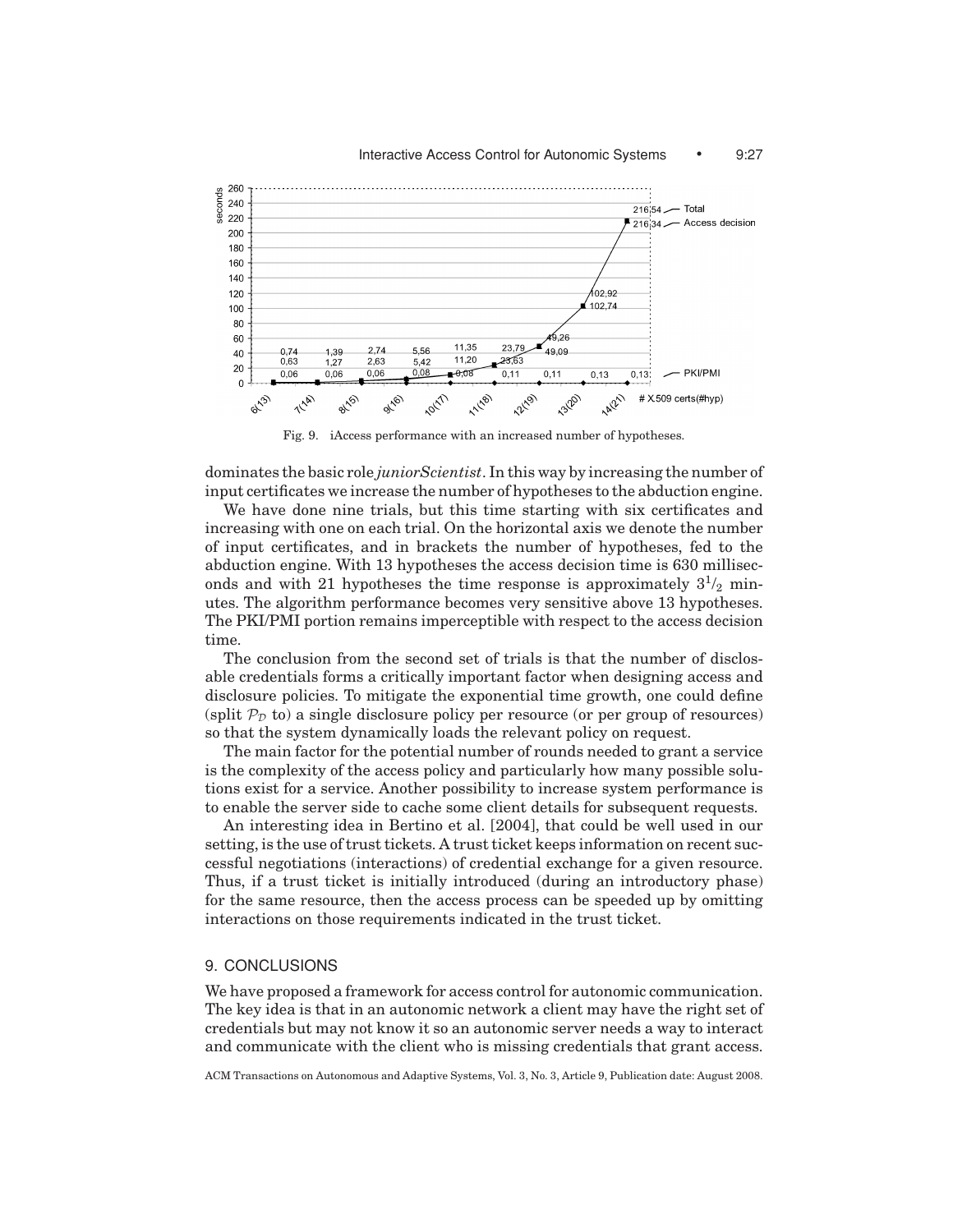Fig. 9. iAccess performance with an increased number of hypotheses.

dominates the basic role *juniorScientist*. In this way by increasing the number of input certificates we increase the number of hypotheses to the abduction engine.

We have done nine trials, but this time starting with six certificates and increasing with one on each trial. On the horizontal axis we denote the number of input certificates, and in brackets the number of hypotheses, fed to the abduction engine. With 13 hypotheses the access decision time is 630 milliseconds and with 21 hypotheses the time response is approximately $3^1/_2$ minutes. The algorithm performance becomes very sensitive above 13 hypotheses. The PKI/PMI portion remains imperceptible with respect to the access decision time.

The conclusion from the second set of trials is that the number of disclosable credentials forms a critically important factor when designing access and disclosure policies. To mitigate the exponential time growth, one could define (split $\mathcal{P}_{\mathcal{D}}$ to) a single disclosure policy per resource (or per group of resources) so that the system dynamically loads the relevant policy on request.

The main factor for the potential number of rounds needed to grant a service is the complexity of the access policy and particularly how many possible solutions exist for a service. Another possibility to increase system performance is to enable the server side to cache some client details for subsequent requests.

An interesting idea in Bertino et al. [2004], that could be well used in our setting, is the use of trust tickets. A trust ticket keeps information on recent successful negotiations (interactions) of credential exchange for a given resource. Thus, if a trust ticket is initially introduced (during an introductory phase) for the same resource, then the access process can be speeded up by omitting interactions on those requirements indicated in the trust ticket.

## 9. CONCLUSIONS

We have proposed a framework for access control for autonomic communication. The key idea is that in an autonomic network a client may have the right set of credentials but may not know it so an autonomic server needs a way to interact and communicate with the client who is missing credentials that grant access.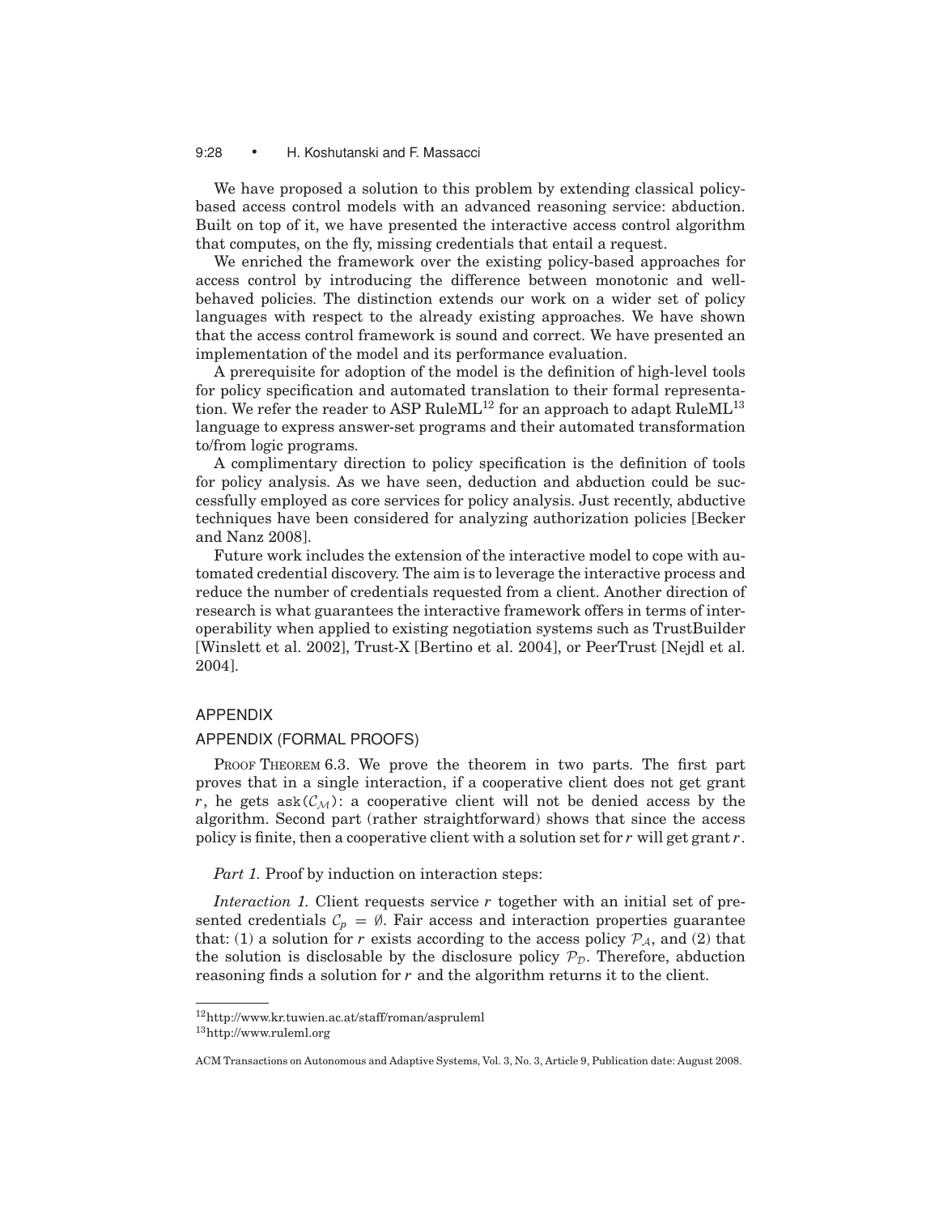We have proposed a solution to this problem by extending classical policy-based access control models with an advanced reasoning service: abduction. Built on top of it, we have presented the interactive access control algorithm that computes, on the fly, missing credentials that entail a request.

We enriched the framework over the existing policy-based approaches for access control by introducing the difference between monotonic and well-behaved policies. The distinction extends our work on a wider set of policy languages with respect to the already existing approaches. We have shown that the access control framework is sound and correct. We have presented an implementation of the model and its performance evaluation.

A prerequisite for adoption of the model is the definition of high-level tools for policy specification and automated translation to their formal representation. We refer the reader to ASP RuleML[12] for an approach to adapt RuleML[13] language to express answer-set programs and their automated transformation to/from logic programs.

A complimentary direction to policy specification is the definition of tools for policy analysis. As we have seen, deduction and abduction could be successfully employed as core services for policy analysis. Just recently, abductive techniques have been considered for analyzing authorization policies [Becker and Nanz 2008].

Future work includes the extension of the interactive model to cope with automated credential discovery. The aim is to leverage the interactive process and reduce the number of credentials requested from a client. Another direction of research is what guarantees the interactive framework offers in terms of interoperability when applied to existing negotiation systems such as TrustBuilder [Winslett et al. 2002], Trust-X [Bertino et al. 2004], or PeerTrust [Nejdl et al. 2004].

## APPENDIX

## APPENDIX (FORMAL PROOFS)

PROOF THEOREM 6.3. We prove the theorem in two parts. The first part proves that in a single interaction, if a cooperative client does not get grant $r$, he gets $\mathtt{ask}(\mathcal{C}_{\mathcal{M}})$: a cooperative client will not be denied access by the algorithm. Second part (rather straightforward) shows that since the access policy is finite, then a cooperative client with a solution set for $r$ will get grant $r$.

*Part 1.* Proof by induction on interaction steps:

*Interaction 1.* Client requests service $r$ together with an initial set of presented credentials $\mathcal{C}_p = \emptyset$. Fair access and interaction properties guarantee that: (1) a solution for $r$ exists according to the access policy $\mathcal{P}_{\mathcal{A}}$, and (2) that the solution is disclosable by the disclosure policy $\mathcal{P}_{\mathcal{D}}$. Therefore, abduction reasoning finds a solution for $r$ and the algorithm returns it to the client.

[12] http://www.kr.tuwien.ac.at/staff/roman/aspruleml

[13] http://www.ruleml.org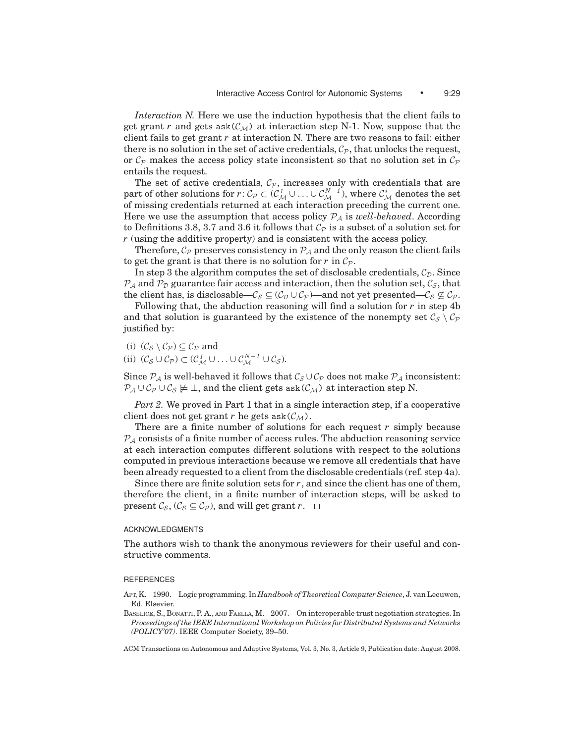*Interaction N.* Here we use the induction hypothesis that the client fails to get grant $r$ and gets $\mathtt{ask}(\mathcal{C}_{\mathcal{M}})$ at interaction step N-1. Now, suppose that the client fails to get grant $r$ at interaction N. There are two reasons to fail: either there is no solution in the set of active credentials, $\mathcal{C}_{\mathcal{P}}$, that unlocks the request, or $\mathcal{C}_{\mathcal{P}}$ makes the access policy state inconsistent so that no solution set in $\mathcal{C}_{\mathcal{P}}$ entails the request.

The set of active credentials, $\mathcal{C}_{\mathcal{P}}$, increases only with credentials that are part of other solutions for $r$: $\mathcal{C}_{\mathcal{P}} \subset (\mathcal{C}_{\mathcal{M}}^{1} \cup \ldots \cup \mathcal{C}_{\mathcal{M}}^{N-1})$, where $\mathcal{C}_{\mathcal{M}}^{i}$ denotes the set of missing credentials returned at each interaction preceding the current one. Here we use the assumption that access policy $\mathcal{P}_{\mathcal{A}}$ is *well-behaved*. According to Definitions 3.8, 3.7 and 3.6 it follows that $\mathcal{C}_{\mathcal{P}}$ is a subset of a solution set for $r$ (using the additive property) and is consistent with the access policy.

Therefore, $\mathcal{C}_{\mathcal{P}}$ preserves consistency in $\mathcal{P}_{\mathcal{A}}$ and the only reason the client fails to get the grant is that there is no solution for $r$ in $\mathcal{C}_{\mathcal{P}}$.

In step 3 the algorithm computes the set of disclosable credentials, $\mathcal{C}_{\mathcal{D}}$. Since $\mathcal{P}_{\mathcal{A}}$ and $\mathcal{P}_{\mathcal{D}}$ guarantee fair access and interaction, then the solution set, $\mathcal{C}_{\mathcal{S}}$, that the client has, is disclosable—$\mathcal{C}_{\mathcal{S}} \subseteq (\mathcal{C}_{\mathcal{D}} \cup \mathcal{C}_{\mathcal{P}})$—and not yet presented—$\mathcal{C}_{\mathcal{S}} \not\subseteq \mathcal{C}_{\mathcal{P}}$.

Following that, the abduction reasoning will find a solution for $r$ in step 4b and that solution is guaranteed by the existence of the nonempty set $\mathcal{C}_{\mathcal{S}} \setminus \mathcal{C}_{\mathcal{P}}$ justified by:

(i) $(\mathcal{C}_{\mathcal{S}} \setminus \mathcal{C}_{\mathcal{P}}) \subseteq \mathcal{C}_{\mathcal{D}}$ and

(ii) $(\mathcal{C}_{\mathcal{S}} \cup \mathcal{C}_{\mathcal{P}}) \subset (\mathcal{C}_{\mathcal{M}}^{1} \cup \ldots \cup \mathcal{C}_{\mathcal{M}}^{N-1} \cup \mathcal{C}_{\mathcal{S}})$.

Since $\mathcal{P}_{\mathcal{A}}$ is well-behaved it follows that $\mathcal{C}_{\mathcal{S}} \cup \mathcal{C}_{\mathcal{P}}$ does not make $\mathcal{P}_{\mathcal{A}}$ inconsistent: $\mathcal{P}_{\mathcal{A}} \cup \mathcal{C}_{\mathcal{P}} \cup \mathcal{C}_{\mathcal{S}} \not\models \bot$, and the client gets $\mathtt{ask}(\mathcal{C}_{\mathcal{M}})$ at interaction step N.

*Part 2.* We proved in Part 1 that in a single interaction step, if a cooperative client does not get grant $r$ he gets $\mathtt{ask}(\mathcal{C}_{\mathcal{M}})$.

There are a finite number of solutions for each request $r$ simply because $\mathcal{P}_{\mathcal{A}}$ consists of a finite number of access rules. The abduction reasoning service at each interaction computes different solutions with respect to the solutions computed in previous interactions because we remove all credentials that have been already requested to a client from the disclosable credentials (ref. step 4a).

Since there are finite solution sets for $r$, and since the client has one of them, therefore the client, in a finite number of interaction steps, will be asked to present $\mathcal{C}_{\mathcal{S}}$, $(\mathcal{C}_{\mathcal{S}} \subseteq \mathcal{C}_{\mathcal{P}})$, and will get grant $r$. $\square$

## ACKNOWLEDGMENTS

The authors wish to thank the anonymous reviewers for their useful and constructive comments.

## REFERENCES

Apt, K. 1990. Logic programming. In *Handbook of Theoretical Computer Science*, J. van Leeuwen, Ed. Elsevier.

Baselice, S., Bonatti, P. A., and Faella, M. 2007. On interoperable trust negotiation strategies. In *Proceedings of the IEEE International Workshop on Policies for Distributed Systems and Networks (POLICY'07)*. IEEE Computer Society, 39–50.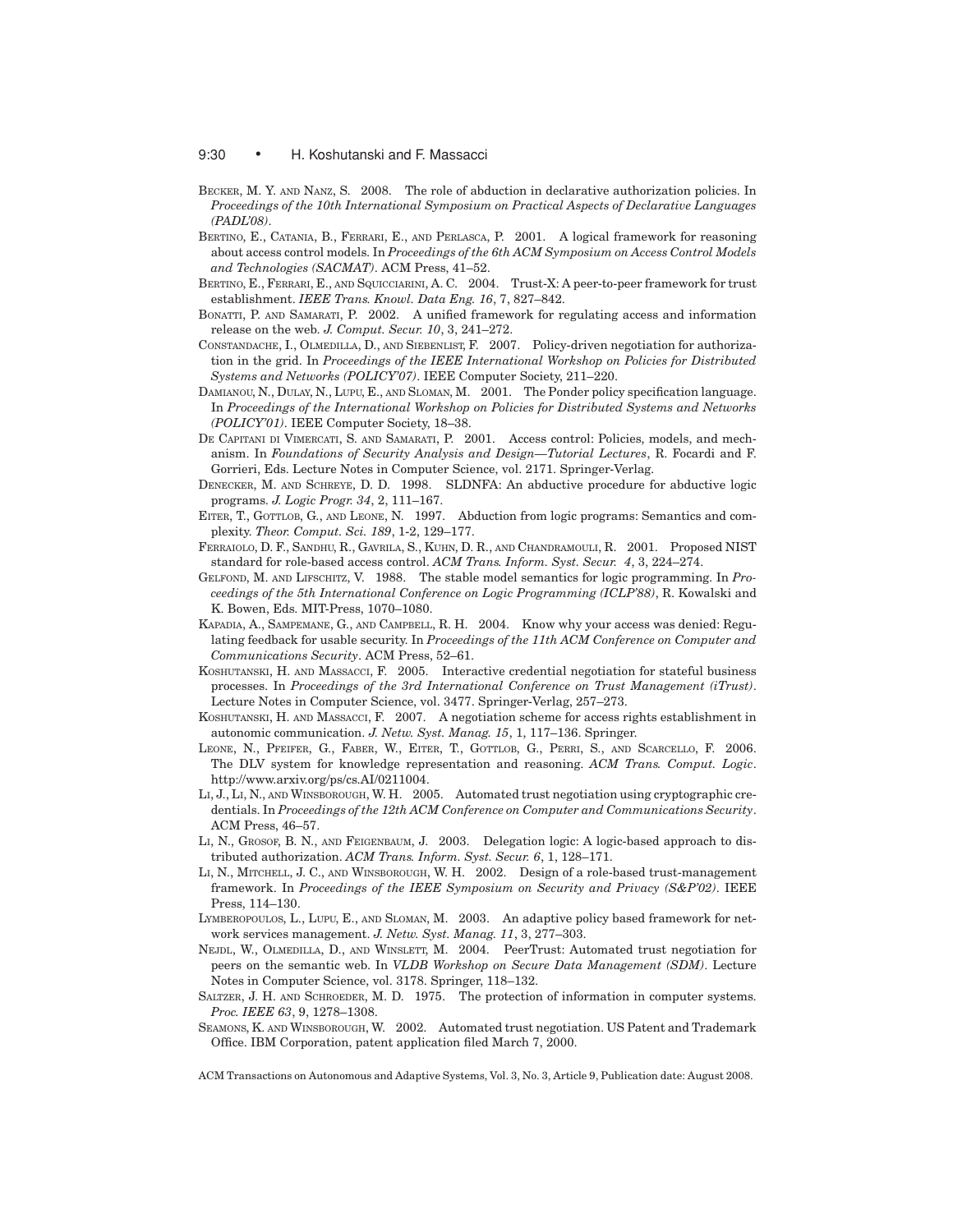Becker, M. Y. and Nanz, S. 2008. The role of abduction in declarative authorization policies. In *Proceedings of the 10th International Symposium on Practical Aspects of Declarative Languages (PADL'08)*.

Bertino, E., Catania, B., Ferrari, E., and Perlasca, P. 2001. A logical framework for reasoning about access control models. In *Proceedings of the 6th ACM Symposium on Access Control Models and Technologies (SACMAT)*. ACM Press, 41–52.

Bertino, E., Ferrari, E., and Squicciarini, A. C. 2004. Trust-X: A peer-to-peer framework for trust establishment. *IEEE Trans. Knowl. Data Eng. 16*, 7, 827–842.

Bonatti, P. and Samarati, P. 2002. A unified framework for regulating access and information release on the web. *J. Comput. Secur. 10*, 3, 241–272.

Constandache, I., Olmedilla, D., and Siebenlist, F. 2007. Policy-driven negotiation for authorization in the grid. In *Proceedings of the IEEE International Workshop on Policies for Distributed Systems and Networks (POLICY'07)*. IEEE Computer Society, 211–220.

Damianou, N., Dulay, N., Lupu, E., and Sloman, M. 2001. The Ponder policy specification language. In *Proceedings of the International Workshop on Policies for Distributed Systems and Networks (POLICY'01)*. IEEE Computer Society, 18–38.

De Capitani di Vimercati, S. and Samarati, P. 2001. Access control: Policies, models, and mechanism. In *Foundations of Security Analysis and Design—Tutorial Lectures*, R. Focardi and F. Gorrieri, Eds. Lecture Notes in Computer Science, vol. 2171. Springer-Verlag.

Denecker, M. and Schreye, D. D. 1998. SLDNFA: An abductive procedure for abductive logic programs. *J. Logic Progr. 34*, 2, 111–167.

Eiter, T., Gottlob, G., and Leone, N. 1997. Abduction from logic programs: Semantics and complexity. *Theor. Comput. Sci. 189*, 1-2, 129–177.

Ferraiolo, D. F., Sandhu, R., Gavrila, S., Kuhn, D. R., and Chandramouli, R. 2001. Proposed NIST standard for role-based access control. *ACM Trans. Inform. Syst. Secur. 4*, 3, 224–274.

Gelfond, M. and Lifschitz, V. 1988. The stable model semantics for logic programming. In *Proceedings of the 5th International Conference on Logic Programming (ICLP'88)*, R. Kowalski and K. Bowen, Eds. MIT-Press, 1070–1080.

Kapadia, A., Sampemane, G., and Campbell, R. H. 2004. Know why your access was denied: Regulating feedback for usable security. In *Proceedings of the 11th ACM Conference on Computer and Communications Security*. ACM Press, 52–61.

Koshutanski, H. and Massacci, F. 2005. Interactive credential negotiation for stateful business processes. In *Proceedings of the 3rd International Conference on Trust Management (iTrust)*. Lecture Notes in Computer Science, vol. 3477. Springer-Verlag, 257–273.

Koshutanski, H. and Massacci, F. 2007. A negotiation scheme for access rights establishment in autonomic communication. *J. Netw. Syst. Manag. 15*, 1, 117–136. Springer.

Leone, N., Pfeifer, G., Faber, W., Eiter, T., Gottlob, G., Perri, S., and Scarcello, F. 2006. The DLV system for knowledge representation and reasoning. *ACM Trans. Comput. Logic*. http://www.arxiv.org/ps/cs.AI/0211004.

Li, J., Li, N., and Winsborough, W. H. 2005. Automated trust negotiation using cryptographic credentials. In *Proceedings of the 12th ACM Conference on Computer and Communications Security*. ACM Press, 46–57.

Li, N., Grosof, B. N., and Feigenbaum, J. 2003. Delegation logic: A logic-based approach to distributed authorization. *ACM Trans. Inform. Syst. Secur. 6*, 1, 128–171.

Li, N., Mitchell, J. C., and Winsborough, W. H. 2002. Design of a role-based trust-management framework. In *Proceedings of the IEEE Symposium on Security and Privacy (S&P'02)*. IEEE Press, 114–130.

Lymberopoulos, L., Lupu, E., and Sloman, M. 2003. An adaptive policy based framework for network services management. *J. Netw. Syst. Manag. 11*, 3, 277–303.

Nejdl, W., Olmedilla, D., and Winslett, M. 2004. PeerTrust: Automated trust negotiation for peers on the semantic web. In *VLDB Workshop on Secure Data Management (SDM)*. Lecture Notes in Computer Science, vol. 3178. Springer, 118–132.

Saltzer, J. H. and Schroeder, M. D. 1975. The protection of information in computer systems. *Proc. IEEE 63*, 9, 1278–1308.

Seamons, K. and Winsborough, W. 2002. Automated trust negotiation. US Patent and Trademark Office. IBM Corporation, patent application filed March 7, 2000.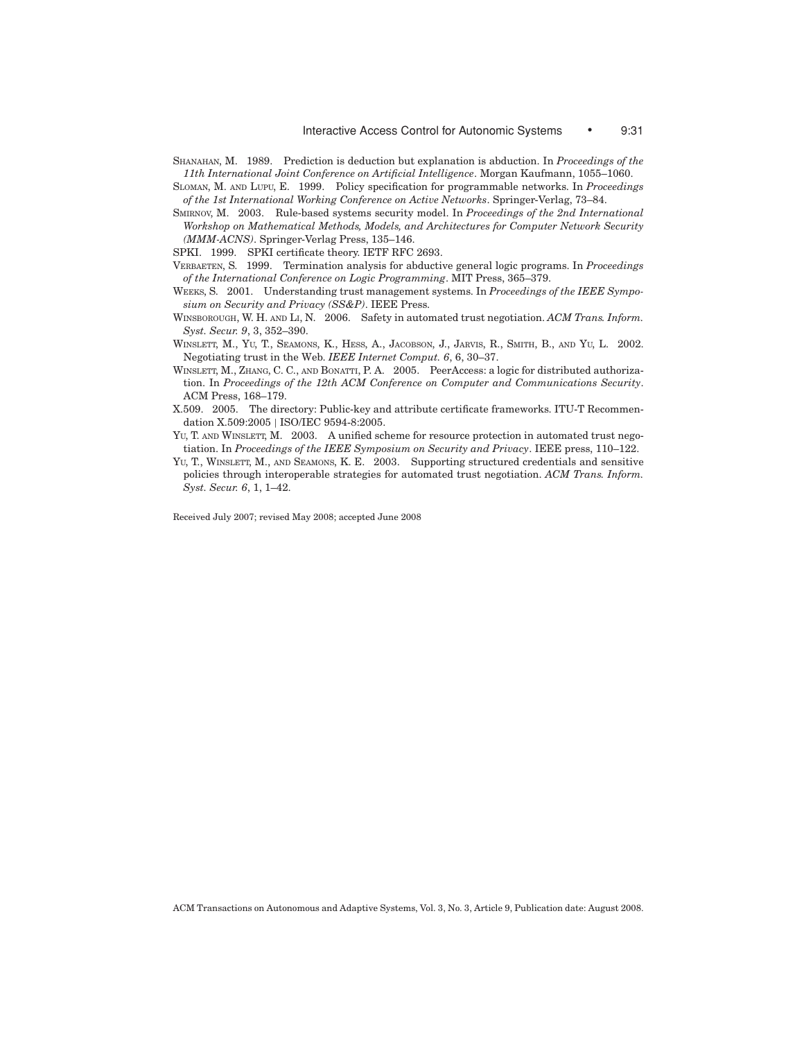Shanahan, M. 1989. Prediction is deduction but explanation is abduction. In *Proceedings of the 11th International Joint Conference on Artificial Intelligence*. Morgan Kaufmann, 1055–1060.

Sloman, M. and Lupu, E. 1999. Policy specification for programmable networks. In *Proceedings of the 1st International Working Conference on Active Networks*. Springer-Verlag, 73–84.

Smirnov, M. 2003. Rule-based systems security model. In *Proceedings of the 2nd International Workshop on Mathematical Methods, Models, and Architectures for Computer Network Security (MMM-ACNS)*. Springer-Verlag Press, 135–146.

SPKI. 1999. SPKI certificate theory. IETF RFC 2693.

Verbaeten, S. 1999. Termination analysis for abductive general logic programs. In *Proceedings of the International Conference on Logic Programming*. MIT Press, 365–379.

Weeks, S. 2001. Understanding trust management systems. In *Proceedings of the IEEE Symposium on Security and Privacy (SS&P)*. IEEE Press.

Winsborough, W. H. and Li, N. 2006. Safety in automated trust negotiation. *ACM Trans. Inform. Syst. Secur. 9*, 3, 352–390.

Winslett, M., Yu, T., Seamons, K., Hess, A., Jacobson, J., Jarvis, R., Smith, B., and Yu, L. 2002. Negotiating trust in the Web. *IEEE Internet Comput. 6*, 6, 30–37.

Winslett, M., Zhang, C. C., and Bonatti, P. A. 2005. PeerAccess: a logic for distributed authorization. In *Proceedings of the 12th ACM Conference on Computer and Communications Security*. ACM Press, 168–179.

X.509. 2005. The directory: Public-key and attribute certificate frameworks. ITU-T Recommendation X.509:2005 | ISO/IEC 9594-8:2005.

Yu, T. and Winslett, M. 2003. A unified scheme for resource protection in automated trust negotiation. In *Proceedings of the IEEE Symposium on Security and Privacy*. IEEE press, 110–122.

Yu, T., Winslett, M., and Seamons, K. E. 2003. Supporting structured credentials and sensitive policies through interoperable strategies for automated trust negotiation. *ACM Trans. Inform. Syst. Secur. 6*, 1, 1–42.

Received July 2007; revised May 2008; accepted June 2008